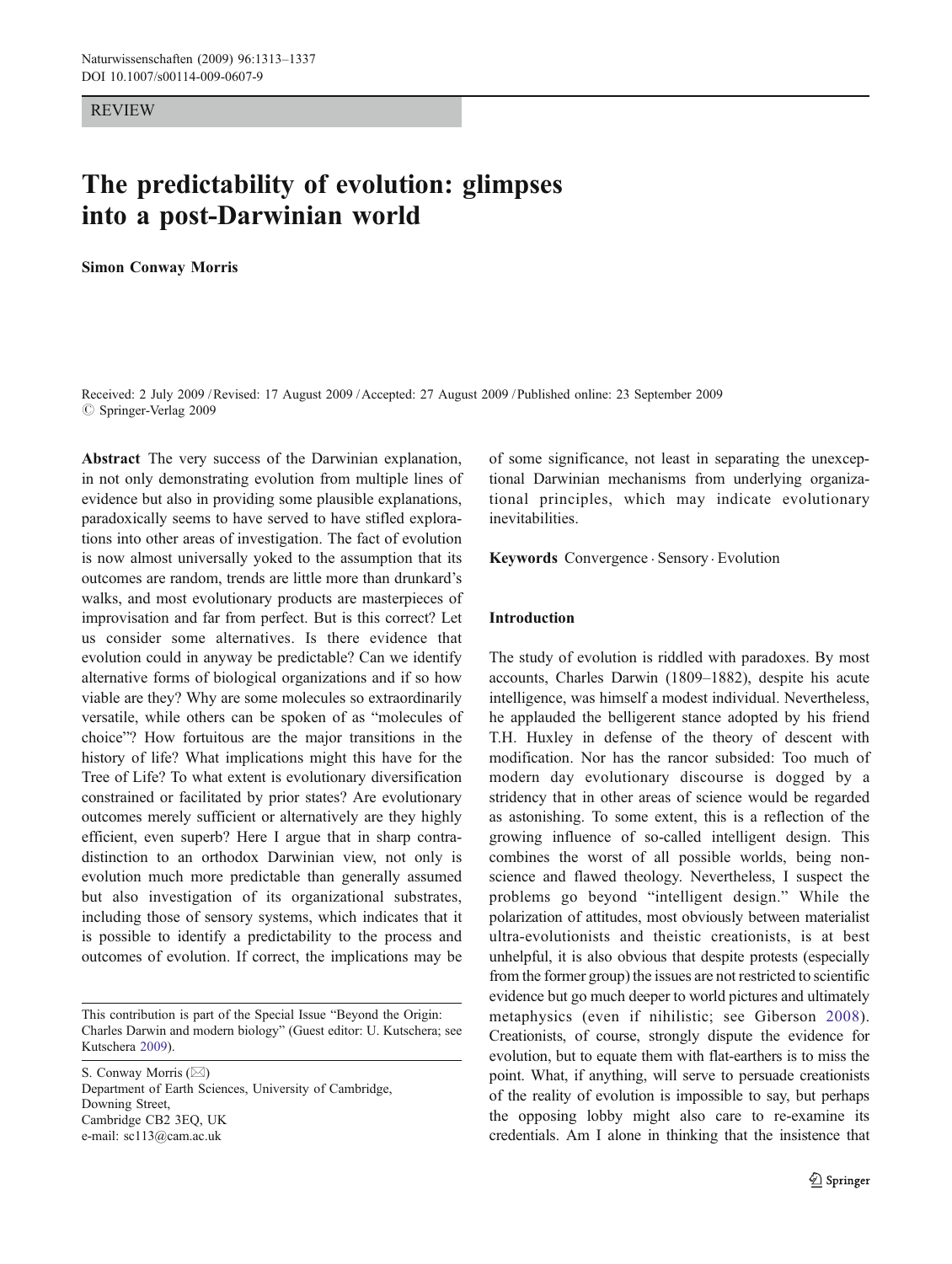REVIEW

# The predictability of evolution: glimpses into a post-Darwinian world

**Simon Conway Morris**

Received: 2 July 2009 / Revised: 17 August 2009 / Accepted: 27 August 2009 / Published online: 23 September 2009
© Springer-Verlag 2009

**Abstract** The very success of the Darwinian explanation, in not only demonstrating evolution from multiple lines of evidence but also in providing some plausible explanations, paradoxically seems to have served to have stifled explorations into other areas of investigation. The fact of evolution is now almost universally yoked to the assumption that its outcomes are random, trends are little more than drunkard's walks, and most evolutionary products are masterpieces of improvisation and far from perfect. But is this correct? Let us consider some alternatives. Is there evidence that evolution could in anyway be predictable? Can we identify alternative forms of biological organizations and if so how viable are they? Why are some molecules so extraordinarily versatile, while others can be spoken of as "molecules of choice"? How fortuitous are the major transitions in the history of life? What implications might this have for the Tree of Life? To what extent is evolutionary diversification constrained or facilitated by prior states? Are evolutionary outcomes merely sufficient or alternatively are they highly efficient, even superb? Here I argue that in sharp contradistinction to an orthodox Darwinian view, not only is evolution much more predictable than generally assumed but also investigation of its organizational substrates, including those of sensory systems, which indicates that it is possible to identify a predictability to the process and outcomes of evolution. If correct, the implications may be of some significance, not least in separating the unexceptional Darwinian mechanisms from underlying organizational principles, which may indicate evolutionary inevitabilities.

**Keywords** Convergence · Sensory · Evolution

This contribution is part of the Special Issue "Beyond the Origin: Charles Darwin and modern biology" (Guest editor: U. Kutschera; see Kutschera 2009).

S. Conway Morris (✉)
Department of Earth Sciences, University of Cambridge,
Downing Street,
Cambridge CB2 3EQ, UK
e-mail: sc113@cam.ac.uk

## Introduction

The study of evolution is riddled with paradoxes. By most accounts, Charles Darwin (1809–1882), despite his acute intelligence, was himself a modest individual. Nevertheless, he applauded the belligerent stance adopted by his friend T.H. Huxley in defense of the theory of descent with modification. Nor has the rancor subsided: Too much of modern day evolutionary discourse is dogged by a stridency that in other areas of science would be regarded as astonishing. To some extent, this is a reflection of the growing influence of so-called intelligent design. This combines the worst of all possible worlds, being non-science and flawed theology. Nevertheless, I suspect the problems go beyond "intelligent design." While the polarization of attitudes, most obviously between materialist ultra-evolutionists and theistic creationists, is at best unhelpful, it is also obvious that despite protests (especially from the former group) the issues are not restricted to scientific evidence but go much deeper to world pictures and ultimately metaphysics (even if nihilistic; see Giberson 2008). Creationists, of course, strongly dispute the evidence for evolution, but to equate them with flat-earthers is to miss the point. What, if anything, will serve to persuade creationists of the reality of evolution is impossible to say, but perhaps the opposing lobby might also care to re-examine its credentials. Am I alone in thinking that the insistence that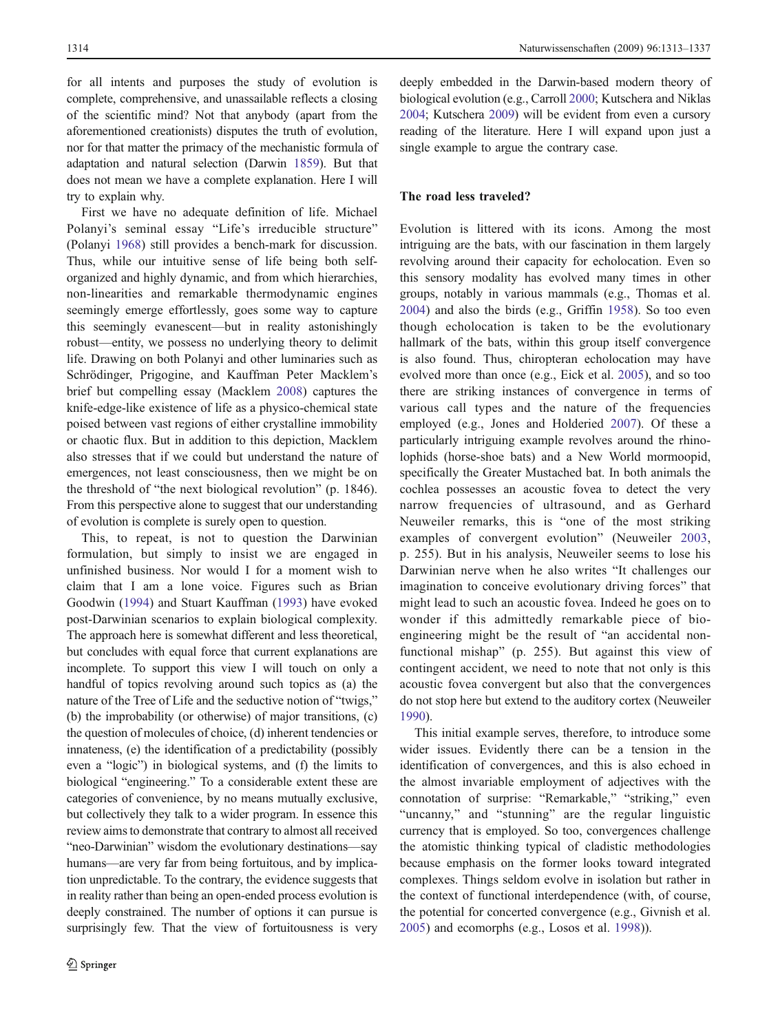for all intents and purposes the study of evolution is complete, comprehensive, and unassailable reflects a closing of the scientific mind? Not that anybody (apart from the aforementioned creationists) disputes the truth of evolution, nor for that matter the primacy of the mechanistic formula of adaptation and natural selection (Darwin 1859). But that does not mean we have a complete explanation. Here I will try to explain why.

First we have no adequate definition of life. Michael Polanyi's seminal essay "Life's irreducible structure" (Polanyi 1968) still provides a bench-mark for discussion. Thus, while our intuitive sense of life being both self-organized and highly dynamic, and from which hierarchies, non-linearities and remarkable thermodynamic engines seemingly emerge effortlessly, goes some way to capture this seemingly evanescent—but in reality astonishingly robust—entity, we possess no underlying theory to delimit life. Drawing on both Polanyi and other luminaries such as Schrödinger, Prigogine, and Kauffman Peter Macklem's brief but compelling essay (Macklem 2008) captures the knife-edge-like existence of life as a physico-chemical state poised between vast regions of either crystalline immobility or chaotic flux. But in addition to this depiction, Macklem also stresses that if we could but understand the nature of emergences, not least consciousness, then we might be on the threshold of "the next biological revolution" (p. 1846). From this perspective alone to suggest that our understanding of evolution is complete is surely open to question.

This, to repeat, is not to question the Darwinian formulation, but simply to insist we are engaged in unfinished business. Nor would I for a moment wish to claim that I am a lone voice. Figures such as Brian Goodwin (1994) and Stuart Kauffman (1993) have evoked post-Darwinian scenarios to explain biological complexity. The approach here is somewhat different and less theoretical, but concludes with equal force that current explanations are incomplete. To support this view I will touch on only a handful of topics revolving around such topics as (a) the nature of the Tree of Life and the seductive notion of "twigs," (b) the improbability (or otherwise) of major transitions, (c) the question of molecules of choice, (d) inherent tendencies or innateness, (e) the identification of a predictability (possibly even a "logic") in biological systems, and (f) the limits to biological "engineering." To a considerable extent these are categories of convenience, by no means mutually exclusive, but collectively they talk to a wider program. In essence this review aims to demonstrate that contrary to almost all received "neo-Darwinian" wisdom the evolutionary destinations—say humans—are very far from being fortuitous, and by implication unpredictable. To the contrary, the evidence suggests that in reality rather than being an open-ended process evolution is deeply constrained. The number of options it can pursue is surprisingly few. That the view of fortuitousness is very deeply embedded in the Darwin-based modern theory of biological evolution (e.g., Carroll 2000; Kutschera and Niklas 2004; Kutschera 2009) will be evident from even a cursory reading of the literature. Here I will expand upon just a single example to argue the contrary case.

## The road less traveled?

Evolution is littered with its icons. Among the most intriguing are the bats, with our fascination in them largely revolving around their capacity for echolocation. Even so this sensory modality has evolved many times in other groups, notably in various mammals (e.g., Thomas et al. 2004) and also the birds (e.g., Griffin 1958). So too even though echolocation is taken to be the evolutionary hallmark of the bats, within this group itself convergence is also found. Thus, chiropteran echolocation may have evolved more than once (e.g., Eick et al. 2005), and so too there are striking instances of convergence in terms of various call types and the nature of the frequencies employed (e.g., Jones and Holderied 2007). Of these a particularly intriguing example revolves around the rhinolophids (horse-shoe bats) and a New World mormoopid, specifically the Greater Mustached bat. In both animals the cochlea possesses an acoustic fovea to detect the very narrow frequencies of ultrasound, and as Gerhard Neuweiler remarks, this is "one of the most striking examples of convergent evolution" (Neuweiler 2003, p. 255). But in his analysis, Neuweiler seems to lose his Darwinian nerve when he also writes "It challenges our imagination to conceive evolutionary driving forces" that might lead to such an acoustic fovea. Indeed he goes on to wonder if this admittedly remarkable piece of bio-engineering might be the result of "an accidental non-functional mishap" (p. 255). But against this view of contingent accident, we need to note that not only is this acoustic fovea convergent but also that the convergences do not stop here but extend to the auditory cortex (Neuweiler 1990).

This initial example serves, therefore, to introduce some wider issues. Evidently there can be a tension in the identification of convergences, and this is also echoed in the almost invariable employment of adjectives with the connotation of surprise: "Remarkable," "striking," even "uncanny," and "stunning" are the regular linguistic currency that is employed. So too, convergences challenge the atomistic thinking typical of cladistic methodologies because emphasis on the former looks toward integrated complexes. Things seldom evolve in isolation but rather in the context of functional interdependence (with, of course, the potential for concerted convergence (e.g., Givnish et al. 2005) and ecomorphs (e.g., Losos et al. 1998)).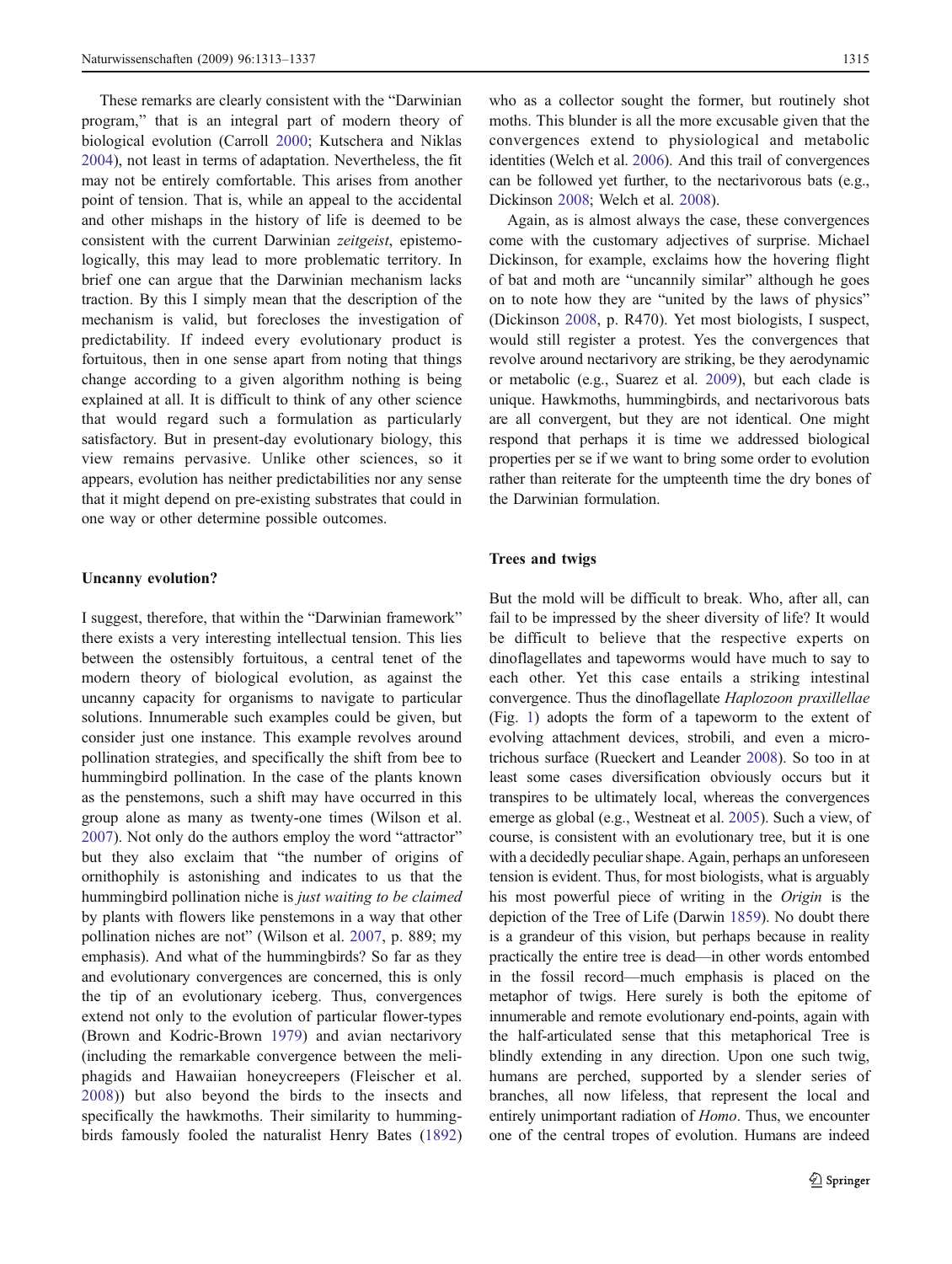These remarks are clearly consistent with the "Darwinian program," that is an integral part of modern theory of biological evolution (Carroll 2000; Kutschera and Niklas 2004), not least in terms of adaptation. Nevertheless, the fit may not be entirely comfortable. This arises from another point of tension. That is, while an appeal to the accidental and other mishaps in the history of life is deemed to be consistent with the current Darwinian *zeitgeist*, epistemologically, this may lead to more problematic territory. In brief one can argue that the Darwinian mechanism lacks traction. By this I simply mean that the description of the mechanism is valid, but forecloses the investigation of predictability. If indeed every evolutionary product is fortuitous, then in one sense apart from noting that things change according to a given algorithm nothing is being explained at all. It is difficult to think of any other science that would regard such a formulation as particularly satisfactory. But in present-day evolutionary biology, this view remains pervasive. Unlike other sciences, so it appears, evolution has neither predictabilities nor any sense that it might depend on pre-existing substrates that could in one way or other determine possible outcomes.

## Uncanny evolution?

I suggest, therefore, that within the "Darwinian framework" there exists a very interesting intellectual tension. This lies between the ostensibly fortuitous, a central tenet of the modern theory of biological evolution, as against the uncanny capacity for organisms to navigate to particular solutions. Innumerable such examples could be given, but consider just one instance. This example revolves around pollination strategies, and specifically the shift from bee to hummingbird pollination. In the case of the plants known as the penstemons, such a shift may have occurred in this group alone as many as twenty-one times (Wilson et al. 2007). Not only do the authors employ the word "attractor" but they also exclaim that "the number of origins of ornithophily is astonishing and indicates to us that the hummingbird pollination niche is *just waiting to be claimed* by plants with flowers like penstemons in a way that other pollination niches are not" (Wilson et al. 2007, p. 889; my emphasis). And what of the hummingbirds? So far as they and evolutionary convergences are concerned, this is only the tip of an evolutionary iceberg. Thus, convergences extend not only to the evolution of particular flower-types (Brown and Kodric-Brown 1979) and avian nectarivory (including the remarkable convergence between the meliphagids and Hawaiian honeycreepers (Fleischer et al. 2008)) but also beyond the birds to the insects and specifically the hawkmoths. Their similarity to hummingbirds famously fooled the naturalist Henry Bates (1892) who as a collector sought the former, but routinely shot moths. This blunder is all the more excusable given that the convergences extend to physiological and metabolic identities (Welch et al. 2006). And this trail of convergences can be followed yet further, to the nectarivorous bats (e.g., Dickinson 2008; Welch et al. 2008).

Again, as is almost always the case, these convergences come with the customary adjectives of surprise. Michael Dickinson, for example, exclaims how the hovering flight of bat and moth are "uncannily similar" although he goes on to note how they are "united by the laws of physics" (Dickinson 2008, p. R470). Yet most biologists, I suspect, would still register a protest. Yes the convergences that revolve around nectarivory are striking, be they aerodynamic or metabolic (e.g., Suarez et al. 2009), but each clade is unique. Hawkmoths, hummingbirds, and nectarivorous bats are all convergent, but they are not identical. One might respond that perhaps it is time we addressed biological properties per se if we want to bring some order to evolution rather than reiterate for the umpteenth time the dry bones of the Darwinian formulation.

## Trees and twigs

But the mold will be difficult to break. Who, after all, can fail to be impressed by the sheer diversity of life? It would be difficult to believe that the respective experts on dinoflagellates and tapeworms would have much to say to each other. Yet this case entails a striking intestinal convergence. Thus the dinoflagellate *Haplozoon praxillellae* (Fig. 1) adopts the form of a tapeworm to the extent of evolving attachment devices, strobili, and even a microtrichous surface (Rueckert and Leander 2008). So too in at least some cases diversification obviously occurs but it transpires to be ultimately local, whereas the convergences emerge as global (e.g., Westneat et al. 2005). Such a view, of course, is consistent with an evolutionary tree, but it is one with a decidedly peculiar shape. Again, perhaps an unforeseen tension is evident. Thus, for most biologists, what is arguably his most powerful piece of writing in the *Origin* is the depiction of the Tree of Life (Darwin 1859). No doubt there is a grandeur of this vision, but perhaps because in reality practically the entire tree is dead—in other words entombed in the fossil record—much emphasis is placed on the metaphor of twigs. Here surely is both the epitome of innumerable and remote evolutionary end-points, again with the half-articulated sense that this metaphorical Tree is blindly extending in any direction. Upon one such twig, humans are perched, supported by a slender series of branches, all now lifeless, that represent the local and entirely unimportant radiation of *Homo*. Thus, we encounter one of the central tropes of evolution. Humans are indeed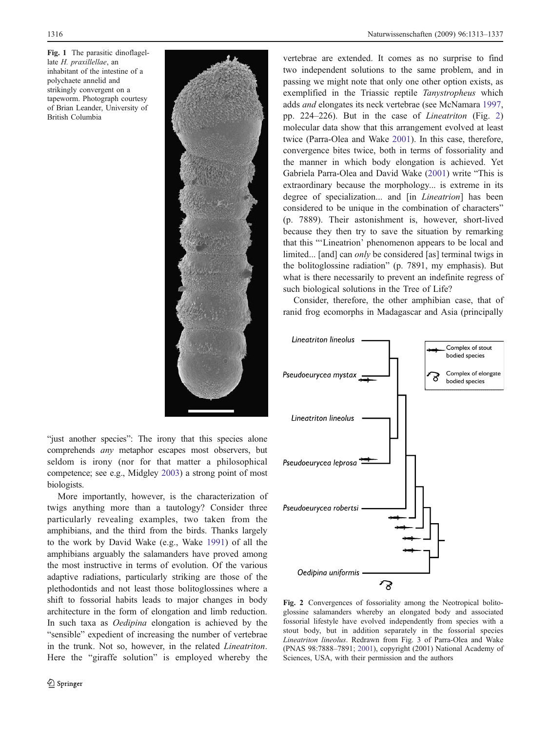**Fig. 1** The parasitic dinoflagellate *H. praxillellae*, an inhabitant of the intestine of a polychaete annelid and strikingly convergent on a tapeworm. Photograph courtesy of Brian Leander, University of British Columbia

"just another species": The irony that this species alone comprehends *any* metaphor escapes most observers, but seldom is irony (nor for that matter a philosophical competence; see e.g., Midgley 2003) a strong point of most biologists.

More importantly, however, is the characterization of twigs anything more than a tautology? Consider three particularly revealing examples, two taken from the amphibians, and the third from the birds. Thanks largely to the work by David Wake (e.g., Wake 1991) of all the amphibians arguably the salamanders have proved among the most instructive in terms of evolution. Of the various adaptive radiations, particularly striking are those of the plethodontids and not least those bolitoglossines where a shift to fossorial habits leads to major changes in body architecture in the form of elongation and limb reduction. In such taxa as *Oedipina* elongation is achieved by the "sensible" expedient of increasing the number of vertebrae in the trunk. Not so, however, in the related *Lineatriton*. Here the "giraffe solution" is employed whereby the vertebrae are extended. It comes as no surprise to find two independent solutions to the same problem, and in passing we might note that only one other option exists, as exemplified in the Triassic reptile *Tanystropheus* which adds *and* elongates its neck vertebrae (see McNamara 1997, pp. 224–226). But in the case of *Lineatriton* (Fig. 2) molecular data show that this arrangement evolved at least twice (Parra-Olea and Wake 2001). In this case, therefore, convergence bites twice, both in terms of fossoriality and the manner in which body elongation is achieved. Yet Gabriela Parra-Olea and David Wake (2001) write "This is extraordinary because the morphology... is extreme in its degree of specialization... and [in *Lineatrion*] has been considered to be unique in the combination of characters" (p. 7889). Their astonishment is, however, short-lived because they then try to save the situation by remarking that this "'Lineatrion' phenomenon appears to be local and limited... [and] can *only* be considered [as] terminal twigs in the bolitoglossine radiation" (p. 7891, my emphasis). But what is there necessarily to prevent an indefinite regress of such biological solutions in the Tree of Life?

Consider, therefore, the other amphibian case, that of ranid frog ecomorphs in Madagascar and Asia (principally

**Fig. 2** Convergences of fossoriality among the Neotropical bolitoglossine salamanders whereby an elongated body and associated fossorial lifestyle have evolved independently from species with a stout body, but in addition separately in the fossorial species *Lineatriton lineolus*. Redrawn from Fig. 3 of Parra-Olea and Wake (PNAS 98:7888–7891; 2001), copyright (2001) National Academy of Sciences, USA, with their permission and the authors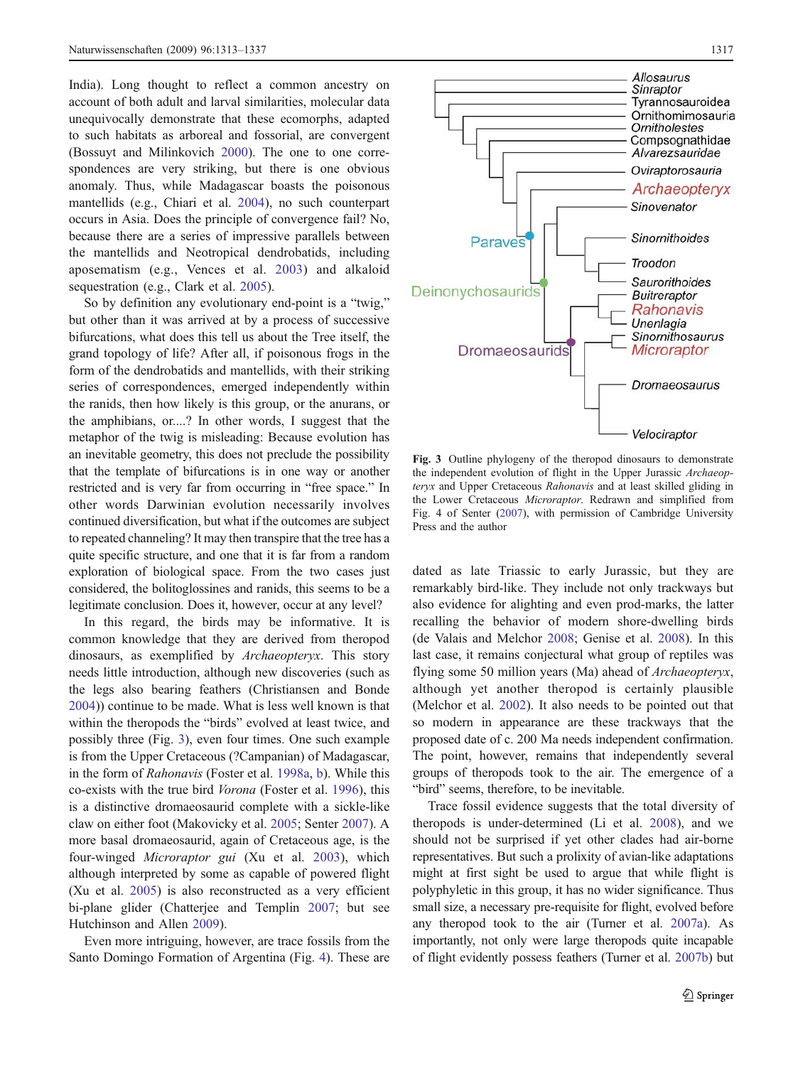India). Long thought to reflect a common ancestry on account of both adult and larval similarities, molecular data unequivocally demonstrate that these ecomorphs, adapted to such habitats as arboreal and fossorial, are convergent (Bossuyt and Milinkovich 2000). The one to one correspondences are very striking, but there is one obvious anomaly. Thus, while Madagascar boasts the poisonous mantellids (e.g., Chiari et al. 2004), no such counterpart occurs in Asia. Does the principle of convergence fail? No, because there are a series of impressive parallels between the mantellids and Neotropical dendrobatids, including aposematism (e.g., Vences et al. 2003) and alkaloid sequestration (e.g., Clark et al. 2005).

So by definition any evolutionary end-point is a "twig," but other than it was arrived at by a process of successive bifurcations, what does this tell us about the Tree itself, the grand topology of life? After all, if poisonous frogs in the form of the dendrobatids and mantellids, with their striking series of correspondences, emerged independently within the ranids, then how likely is this group, or the anurans, or the amphibians, or....? In other words, I suggest that the metaphor of the twig is misleading: Because evolution has an inevitable geometry, this does not preclude the possibility that the template of bifurcations is in one way or another restricted and is very far from occurring in "free space." In other words Darwinian evolution necessarily involves continued diversification, but what if the outcomes are subject to repeated channeling? It may then transpire that the tree has a quite specific structure, and one that it is far from a random exploration of biological space. From the two cases just considered, the bolitoglossines and ranids, this seems to be a legitimate conclusion. Does it, however, occur at any level?

In this regard, the birds may be informative. It is common knowledge that they are derived from theropod dinosaurs, as exemplified by *Archaeopteryx*. This story needs little introduction, although new discoveries (such as the legs also bearing feathers (Christiansen and Bonde 2004)) continue to be made. What is less well known is that within the theropods the "birds" evolved at least twice, and possibly three (Fig. 3), even four times. One such example is from the Upper Cretaceous (?Campanian) of Madagascar, in the form of *Rahonavis* (Foster et al. 1998a, b). While this co-exists with the true bird *Vorona* (Foster et al. 1996), this is a distinctive dromaeosaurid complete with a sickle-like claw on either foot (Makovicky et al. 2005; Senter 2007). A more basal dromaeosaurid, again of Cretaceous age, is the four-winged *Microraptor gui* (Xu et al. 2003), which although interpreted by some as capable of powered flight (Xu et al. 2005) is also reconstructed as a very efficient bi-plane glider (Chatterjee and Templin 2007; but see Hutchinson and Allen 2009).

Even more intriguing, however, are trace fossils from the Santo Domingo Formation of Argentina (Fig. 4). These are dated as late Triassic to early Jurassic, but they are remarkably bird-like. They include not only trackways but also evidence for alighting and even prod-marks, the latter recalling the behavior of modern shore-dwelling birds (de Valais and Melchor 2008; Genise et al. 2008). In this last case, it remains conjectural what group of reptiles was flying some 50 million years (Ma) ahead of *Archaeopteryx*, although yet another theropod is certainly plausible (Melchor et al. 2002). It also needs to be pointed out that so modern in appearance are these trackways that the proposed date of c. 200 Ma needs independent confirmation. The point, however, remains that independently several groups of theropods took to the air. The emergence of a "bird" seems, therefore, to be inevitable.

Trace fossil evidence suggests that the total diversity of theropods is under-determined (Li et al. 2008), and we should not be surprised if yet other clades had air-borne representatives. But such a prolixity of avian-like adaptations might at first sight be used to argue that while flight is polyphyletic in this group, it has no wider significance. Thus small size, a necessary pre-requisite for flight, evolved before any theropod took to the air (Turner et al. 2007a). As importantly, not only were large theropods quite incapable of flight evidently possess feathers (Turner et al. 2007b) but

Allosaurus
Sinraptor
Tyrannosauroidea
Ornithomimosauria
Ornitholestes
Compsognathidae
Alvarezsauridae
Oviraptorosauria
Archaeopteryx
Sinovenator
Paraves
Sinornithoides
Troodon
Deinonychosaurids
Saurornithoides
Buitreraptor
Rahonavis
Unenlagia
Dromaeosaurids
Sinornithosaurus
Microraptor
Dromaeosaurus
Velociraptor

**Fig. 3** Outline phylogeny of the theropod dinosaurs to demonstrate the independent evolution of flight in the Upper Jurassic *Archaeopteryx* and Upper Cretaceous *Rahonavis* and at least skilled gliding in the Lower Cretaceous *Microraptor*. Redrawn and simplified from Fig. 4 of Senter (2007), with permission of Cambridge University Press and the author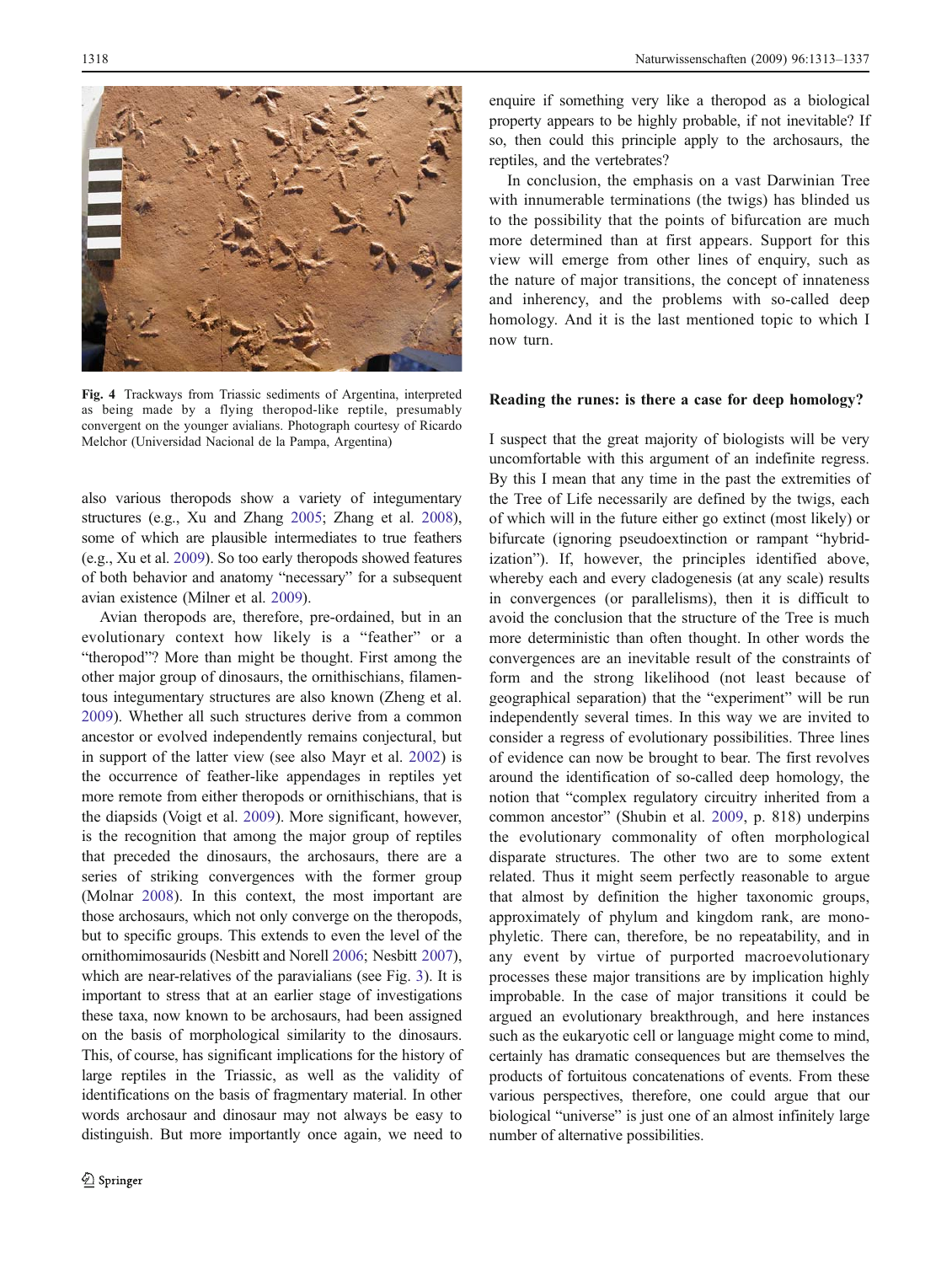Fig. 4 Trackways from Triassic sediments of Argentina, interpreted as being made by a flying theropod-like reptile, presumably convergent on the younger avialians. Photograph courtesy of Ricardo Melchor (Universidad Nacional de la Pampa, Argentina)

also various theropods show a variety of integumentary structures (e.g., Xu and Zhang 2005; Zhang et al. 2008), some of which are plausible intermediates to true feathers (e.g., Xu et al. 2009). So too early theropods showed features of both behavior and anatomy "necessary" for a subsequent avian existence (Milner et al. 2009).

Avian theropods are, therefore, pre-ordained, but in an evolutionary context how likely is a "feather" or a "theropod"? More than might be thought. First among the other major group of dinosaurs, the ornithischians, filamentous integumentary structures are also known (Zheng et al. 2009). Whether all such structures derive from a common ancestor or evolved independently remains conjectural, but in support of the latter view (see also Mayr et al. 2002) is the occurrence of feather-like appendages in reptiles yet more remote from either theropods or ornithischians, that is the diapsids (Voigt et al. 2009). More significant, however, is the recognition that among the major group of reptiles that preceded the dinosaurs, the archosaurs, there are a series of striking convergences with the former group (Molnar 2008). In this context, the most important are those archosaurs, which not only converge on the theropods, but to specific groups. This extends to even the level of the ornithomimosaurids (Nesbitt and Norell 2006; Nesbitt 2007), which are near-relatives of the paravialians (see Fig. 3). It is important to stress that at an earlier stage of investigations these taxa, now known to be archosaurs, had been assigned on the basis of morphological similarity to the dinosaurs. This, of course, has significant implications for the history of large reptiles in the Triassic, as well as the validity of identifications on the basis of fragmentary material. In other words archosaur and dinosaur may not always be easy to distinguish. But more importantly once again, we need to enquire if something very like a theropod as a biological property appears to be highly probable, if not inevitable? If so, then could this principle apply to the archosaurs, the reptiles, and the vertebrates?

In conclusion, the emphasis on a vast Darwinian Tree with innumerable terminations (the twigs) has blinded us to the possibility that the points of bifurcation are much more determined than at first appears. Support for this view will emerge from other lines of enquiry, such as the nature of major transitions, the concept of innateness and inherency, and the problems with so-called deep homology. And it is the last mentioned topic to which I now turn.

## Reading the runes: is there a case for deep homology?

I suspect that the great majority of biologists will be very uncomfortable with this argument of an indefinite regress. By this I mean that any time in the past the extremities of the Tree of Life necessarily are defined by the twigs, each of which will in the future either go extinct (most likely) or bifurcate (ignoring pseudoextinction or rampant "hybridization"). If, however, the principles identified above, whereby each and every cladogenesis (at any scale) results in convergences (or parallelisms), then it is difficult to avoid the conclusion that the structure of the Tree is much more deterministic than often thought. In other words the convergences are an inevitable result of the constraints of form and the strong likelihood (not least because of geographical separation) that the "experiment" will be run independently several times. In this way we are invited to consider a regress of evolutionary possibilities. Three lines of evidence can now be brought to bear. The first revolves around the identification of so-called deep homology, the notion that "complex regulatory circuitry inherited from a common ancestor" (Shubin et al. 2009, p. 818) underpins the evolutionary commonality of often morphological disparate structures. The other two are to some extent related. Thus it might seem perfectly reasonable to argue that almost by definition the higher taxonomic groups, approximately of phylum and kingdom rank, are monophyletic. There can, therefore, be no repeatability, and in any event by virtue of purported macroevolutionary processes these major transitions are by implication highly improbable. In the case of major transitions it could be argued an evolutionary breakthrough, and here instances such as the eukaryotic cell or language might come to mind, certainly has dramatic consequences but are themselves the products of fortuitous concatenations of events. From these various perspectives, therefore, one could argue that our biological "universe" is just one of an almost infinitely large number of alternative possibilities.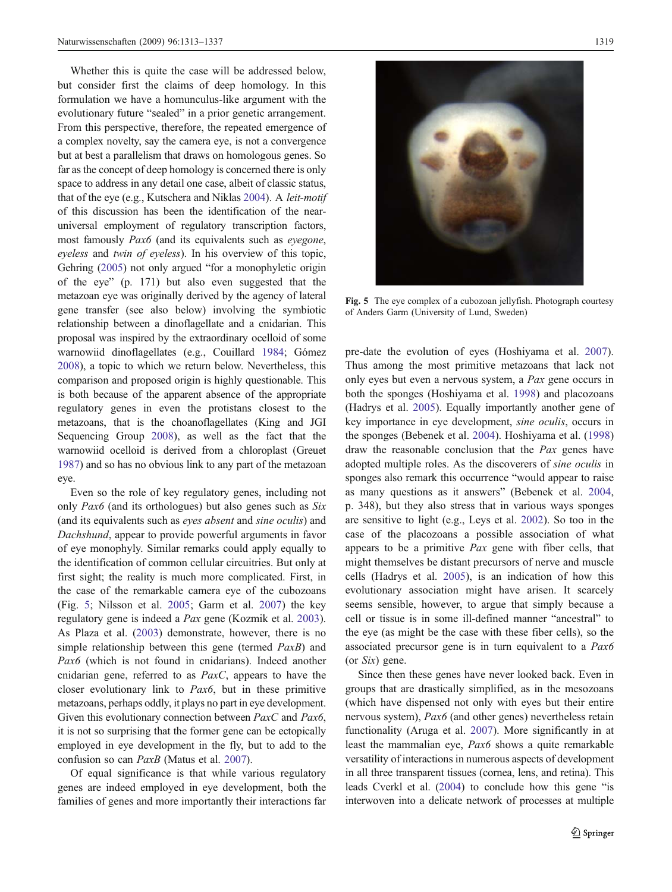Whether this is quite the case will be addressed below, but consider first the claims of deep homology. In this formulation we have a homunculus-like argument with the evolutionary future "sealed" in a prior genetic arrangement. From this perspective, therefore, the repeated emergence of a complex novelty, say the camera eye, is not a convergence but at best a parallelism that draws on homologous genes. So far as the concept of deep homology is concerned there is only space to address in any detail one case, albeit of classic status, that of the eye (e.g., Kutschera and Niklas 2004). A *leit-motif* of this discussion has been the identification of the near-universal employment of regulatory transcription factors, most famously *Pax6* (and its equivalents such as *eyegone*, *eyeless* and *twin of eyeless*). In his overview of this topic, Gehring (2005) not only argued "for a monophyletic origin of the eye" (p. 171) but also even suggested that the metazoan eye was originally derived by the agency of lateral gene transfer (see also below) involving the symbiotic relationship between a dinoflagellate and a cnidarian. This proposal was inspired by the extraordinary ocelloid of some warnowiid dinoflagellates (e.g., Couillard 1984; Gómez 2008), a topic to which we return below. Nevertheless, this comparison and proposed origin is highly questionable. This is both because of the apparent absence of the appropriate regulatory genes in even the protistans closest to the metazoans, that is the choanoflagellates (King and JGI Sequencing Group 2008), as well as the fact that the warnowiid ocelloid is derived from a chloroplast (Greuet 1987) and so has no obvious link to any part of the metazoan eye.

Even so the role of key regulatory genes, including not only *Pax6* (and its orthologues) but also genes such as *Six* (and its equivalents such as *eyes absent* and *sine oculis*) and *Dachshund*, appear to provide powerful arguments in favor of eye monophyly. Similar remarks could apply equally to the identification of common cellular circuitries. But only at first sight; the reality is much more complicated. First, in the case of the remarkable camera eye of the cubozoans (Fig. 5; Nilsson et al. 2005; Garm et al. 2007) the key regulatory gene is indeed a *Pax* gene (Kozmik et al. 2003). As Plaza et al. (2003) demonstrate, however, there is no simple relationship between this gene (termed *PaxB*) and *Pax6* (which is not found in cnidarians). Indeed another cnidarian gene, referred to as *PaxC*, appears to have the closer evolutionary link to *Pax6*, but in these primitive metazoans, perhaps oddly, it plays no part in eye development. Given this evolutionary connection between *PaxC* and *Pax6*, it is not so surprising that the former gene can be ectopically employed in eye development in the fly, but to add to the confusion so can *PaxB* (Matus et al. 2007).

Of equal significance is that while various regulatory genes are indeed employed in eye development, both the families of genes and more importantly their interactions far pre-date the evolution of eyes (Hoshiyama et al. 2007). Thus among the most primitive metazoans that lack not only eyes but even a nervous system, a *Pax* gene occurs in both the sponges (Hoshiyama et al. 1998) and placozoans (Hadrys et al. 2005). Equally importantly another gene of key importance in eye development, *sine oculis*, occurs in the sponges (Bebenek et al. 2004). Hoshiyama et al. (1998) draw the reasonable conclusion that the *Pax* genes have adopted multiple roles. As the discoverers of *sine oculis* in sponges also remark this occurrence "would appear to raise as many questions as it answers" (Bebenek et al. 2004, p. 348), but they also stress that in various ways sponges are sensitive to light (e.g., Leys et al. 2002). So too in the case of the placozoans a possible association of what appears to be a primitive *Pax* gene with fiber cells, that might themselves be distant precursors of nerve and muscle cells (Hadrys et al. 2005), is an indication of how this evolutionary association might have arisen. It scarcely seems sensible, however, to argue that simply because a cell or tissue is in some ill-defined manner "ancestral" to the eye (as might be the case with these fiber cells), so the associated precursor gene is in turn equivalent to a *Pax6* (or *Six*) gene.

Fig. 5 The eye complex of a cubozoan jellyfish. Photograph courtesy of Anders Garm (University of Lund, Sweden)

Since then these genes have never looked back. Even in groups that are drastically simplified, as in the mesozoans (which have dispensed not only with eyes but their entire nervous system), *Pax6* (and other genes) nevertheless retain functionality (Aruga et al. 2007). More significantly in at least the mammalian eye, *Pax6* shows a quite remarkable versatility of interactions in numerous aspects of development in all three transparent tissues (cornea, lens, and retina). This leads Cverkl et al. (2004) to conclude how this gene "is interwoven into a delicate network of processes at multiple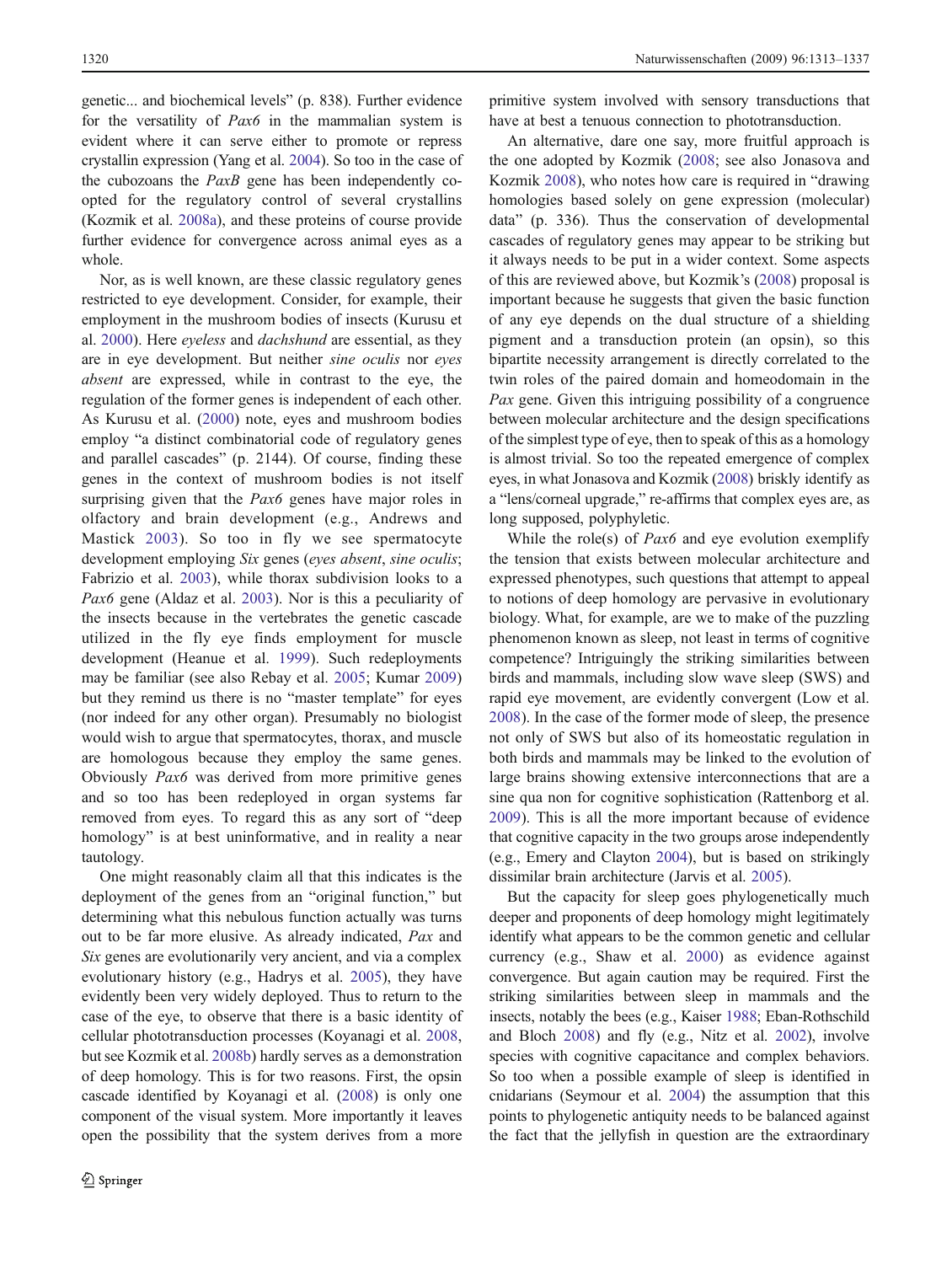genetic... and biochemical levels" (p. 838). Further evidence for the versatility of *Pax6* in the mammalian system is evident where it can serve either to promote or repress crystallin expression (Yang et al. 2004). So too in the case of the cubozoans the *PaxB* gene has been independently co-opted for the regulatory control of several crystallins (Kozmik et al. 2008a), and these proteins of course provide further evidence for convergence across animal eyes as a whole.

Nor, as is well known, are these classic regulatory genes restricted to eye development. Consider, for example, their employment in the mushroom bodies of insects (Kurusu et al. 2000). Here *eyeless* and *dachshund* are essential, as they are in eye development. But neither *sine oculis* nor *eyes absent* are expressed, while in contrast to the eye, the regulation of the former genes is independent of each other. As Kurusu et al. (2000) note, eyes and mushroom bodies employ "a distinct combinatorial code of regulatory genes and parallel cascades" (p. 2144). Of course, finding these genes in the context of mushroom bodies is not itself surprising given that the *Pax6* genes have major roles in olfactory and brain development (e.g., Andrews and Mastick 2003). So too in fly we see spermatocyte development employing *Six* genes (*eyes absent*, *sine oculis*; Fabrizio et al. 2003), while thorax subdivision looks to a *Pax6* gene (Aldaz et al. 2003). Nor is this a peculiarity of the insects because in the vertebrates the genetic cascade utilized in the fly eye finds employment for muscle development (Heanue et al. 1999). Such redeployments may be familiar (see also Rebay et al. 2005; Kumar 2009) but they remind us there is no "master template" for eyes (nor indeed for any other organ). Presumably no biologist would wish to argue that spermatocytes, thorax, and muscle are homologous because they employ the same genes. Obviously *Pax6* was derived from more primitive genes and so too has been redeployed in organ systems far removed from eyes. To regard this as any sort of "deep homology" is at best uninformative, and in reality a near tautology.

One might reasonably claim all that this indicates is the deployment of the genes from an "original function," but determining what this nebulous function actually was turns out to be far more elusive. As already indicated, *Pax* and *Six* genes are evolutionarily very ancient, and via a complex evolutionary history (e.g., Hadrys et al. 2005), they have evidently been very widely deployed. Thus to return to the case of the eye, to observe that there is a basic identity of cellular phototransduction processes (Koyanagi et al. 2008, but see Kozmik et al. 2008b) hardly serves as a demonstration of deep homology. This is for two reasons. First, the opsin cascade identified by Koyanagi et al. (2008) is only one component of the visual system. More importantly it leaves open the possibility that the system derives from a more primitive system involved with sensory transductions that have at best a tenuous connection to phototransduction.

An alternative, dare one say, more fruitful approach is the one adopted by Kozmik (2008; see also Jonasova and Kozmik 2008), who notes how care is required in "drawing homologies based solely on gene expression (molecular) data" (p. 336). Thus the conservation of developmental cascades of regulatory genes may appear to be striking but it always needs to be put in a wider context. Some aspects of this are reviewed above, but Kozmik's (2008) proposal is important because he suggests that given the basic function of any eye depends on the dual structure of a shielding pigment and a transduction protein (an opsin), so this bipartite necessity arrangement is directly correlated to the twin roles of the paired domain and homeodomain in the *Pax* gene. Given this intriguing possibility of a congruence between molecular architecture and the design specifications of the simplest type of eye, then to speak of this as a homology is almost trivial. So too the repeated emergence of complex eyes, in what Jonasova and Kozmik (2008) briskly identify as a "lens/corneal upgrade," re-affirms that complex eyes are, as long supposed, polyphyletic.

While the role(s) of *Pax6* and eye evolution exemplify the tension that exists between molecular architecture and expressed phenotypes, such questions that attempt to appeal to notions of deep homology are pervasive in evolutionary biology. What, for example, are we to make of the puzzling phenomenon known as sleep, not least in terms of cognitive competence? Intriguingly the striking similarities between birds and mammals, including slow wave sleep (SWS) and rapid eye movement, are evidently convergent (Low et al. 2008). In the case of the former mode of sleep, the presence not only of SWS but also of its homeostatic regulation in both birds and mammals may be linked to the evolution of large brains showing extensive interconnections that are a sine qua non for cognitive sophistication (Rattenborg et al. 2009). This is all the more important because of evidence that cognitive capacity in the two groups arose independently (e.g., Emery and Clayton 2004), but is based on strikingly dissimilar brain architecture (Jarvis et al. 2005).

But the capacity for sleep goes phylogenetically much deeper and proponents of deep homology might legitimately identify what appears to be the common genetic and cellular currency (e.g., Shaw et al. 2000) as evidence against convergence. But again caution may be required. First the striking similarities between sleep in mammals and the insects, notably the bees (e.g., Kaiser 1988; Eban-Rothschild and Bloch 2008) and fly (e.g., Nitz et al. 2002), involve species with cognitive capacitance and complex behaviors. So too when a possible example of sleep is identified in cnidarians (Seymour et al. 2004) the assumption that this points to phylogenetic antiquity needs to be balanced against the fact that the jellyfish in question are the extraordinary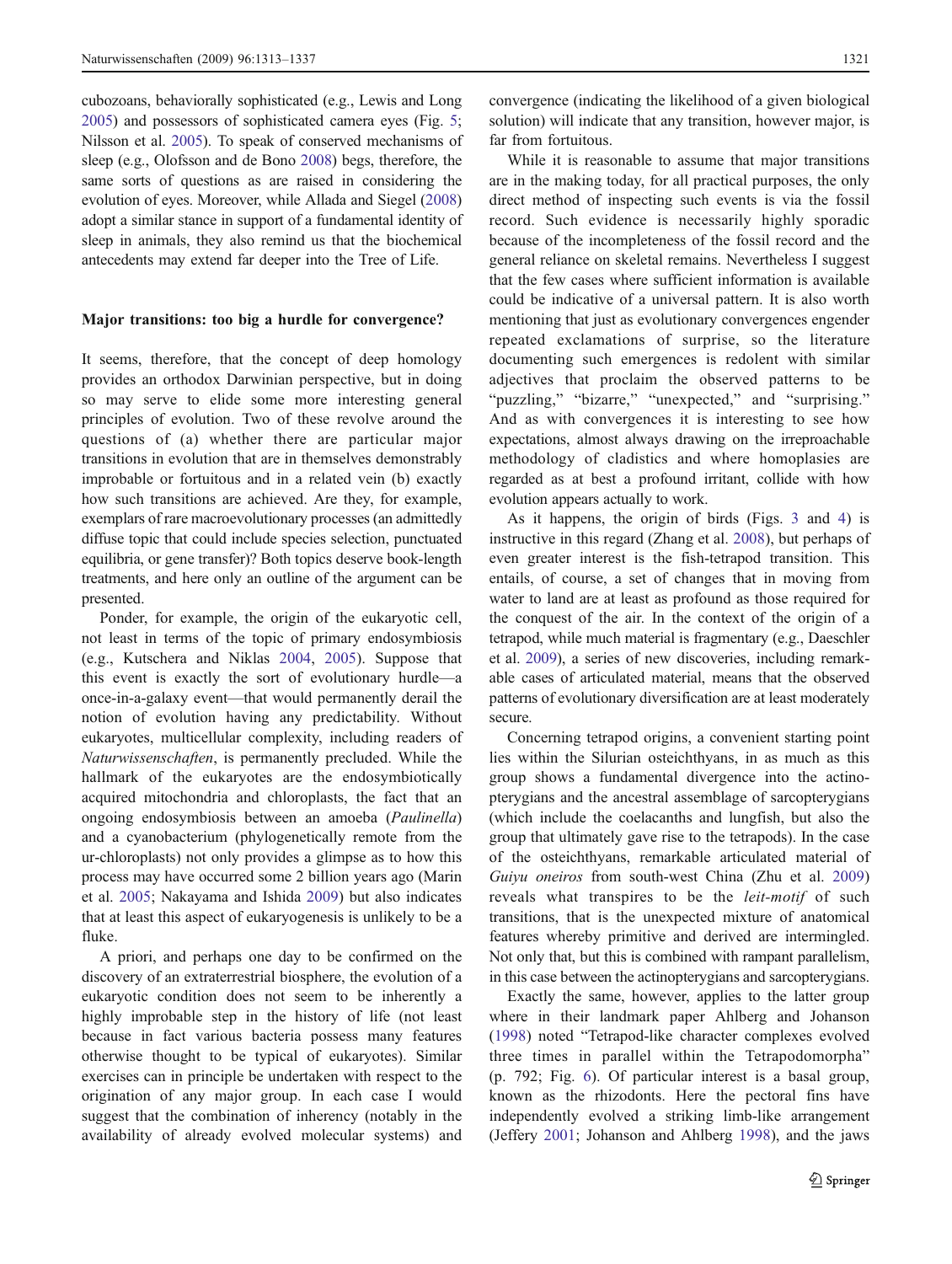cubozoans, behaviorally sophisticated (e.g., Lewis and Long 2005) and possessors of sophisticated camera eyes (Fig. 5; Nilsson et al. 2005). To speak of conserved mechanisms of sleep (e.g., Olofsson and de Bono 2008) begs, therefore, the same sorts of questions as are raised in considering the evolution of eyes. Moreover, while Allada and Siegel (2008) adopt a similar stance in support of a fundamental identity of sleep in animals, they also remind us that the biochemical antecedents may extend far deeper into the Tree of Life.

## Major transitions: too big a hurdle for convergence?

It seems, therefore, that the concept of deep homology provides an orthodox Darwinian perspective, but in doing so may serve to elide some more interesting general principles of evolution. Two of these revolve around the questions of (a) whether there are particular major transitions in evolution that are in themselves demonstrably improbable or fortuitous and in a related vein (b) exactly how such transitions are achieved. Are they, for example, exemplars of rare macroevolutionary processes (an admittedly diffuse topic that could include species selection, punctuated equilibria, or gene transfer)? Both topics deserve book-length treatments, and here only an outline of the argument can be presented.

Ponder, for example, the origin of the eukaryotic cell, not least in terms of the topic of primary endosymbiosis (e.g., Kutschera and Niklas 2004, 2005). Suppose that this event is exactly the sort of evolutionary hurdle—a once-in-a-galaxy event—that would permanently derail the notion of evolution having any predictability. Without eukaryotes, multicellular complexity, including readers of *Naturwissenschaften*, is permanently precluded. While the hallmark of the eukaryotes are the endosymbiotically acquired mitochondria and chloroplasts, the fact that an ongoing endosymbiosis between an amoeba (*Paulinella*) and a cyanobacterium (phylogenetically remote from the ur-chloroplasts) not only provides a glimpse as to how this process may have occurred some 2 billion years ago (Marin et al. 2005; Nakayama and Ishida 2009) but also indicates that at least this aspect of eukaryogenesis is unlikely to be a fluke.

A priori, and perhaps one day to be confirmed on the discovery of an extraterrestrial biosphere, the evolution of a eukaryotic condition does not seem to be inherently a highly improbable step in the history of life (not least because in fact various bacteria possess many features otherwise thought to be typical of eukaryotes). Similar exercises can in principle be undertaken with respect to the origination of any major group. In each case I would suggest that the combination of inherency (notably in the availability of already evolved molecular systems) and convergence (indicating the likelihood of a given biological solution) will indicate that any transition, however major, is far from fortuitous.

While it is reasonable to assume that major transitions are in the making today, for all practical purposes, the only direct method of inspecting such events is via the fossil record. Such evidence is necessarily highly sporadic because of the incompleteness of the fossil record and the general reliance on skeletal remains. Nevertheless I suggest that the few cases where sufficient information is available could be indicative of a universal pattern. It is also worth mentioning that just as evolutionary convergences engender repeated exclamations of surprise, so the literature documenting such emergences is redolent with similar adjectives that proclaim the observed patterns to be "puzzling," "bizarre," "unexpected," and "surprising." And as with convergences it is interesting to see how expectations, almost always drawing on the irreproachable methodology of cladistics and where homoplasies are regarded as at best a profound irritant, collide with how evolution appears actually to work.

As it happens, the origin of birds (Figs. 3 and 4) is instructive in this regard (Zhang et al. 2008), but perhaps of even greater interest is the fish-tetrapod transition. This entails, of course, a set of changes that in moving from water to land are at least as profound as those required for the conquest of the air. In the context of the origin of a tetrapod, while much material is fragmentary (e.g., Daeschler et al. 2009), a series of new discoveries, including remarkable cases of articulated material, means that the observed patterns of evolutionary diversification are at least moderately secure.

Concerning tetrapod origins, a convenient starting point lies within the Silurian osteichthyans, in as much as this group shows a fundamental divergence into the actinopterygians and the ancestral assemblage of sarcopterygians (which include the coelacanths and lungfish, but also the group that ultimately gave rise to the tetrapods). In the case of the osteichthyans, remarkable articulated material of *Guiyu oneiros* from south-west China (Zhu et al. 2009) reveals what transpires to be the *leit-motif* of such transitions, that is the unexpected mixture of anatomical features whereby primitive and derived are intermingled. Not only that, but this is combined with rampant parallelism, in this case between the actinopterygians and sarcopterygians.

Exactly the same, however, applies to the latter group where in their landmark paper Ahlberg and Johanson (1998) noted "Tetrapod-like character complexes evolved three times in parallel within the Tetrapodomorpha" (p. 792; Fig. 6). Of particular interest is a basal group, known as the rhizodonts. Here the pectoral fins have independently evolved a striking limb-like arrangement (Jeffery 2001; Johanson and Ahlberg 1998), and the jaws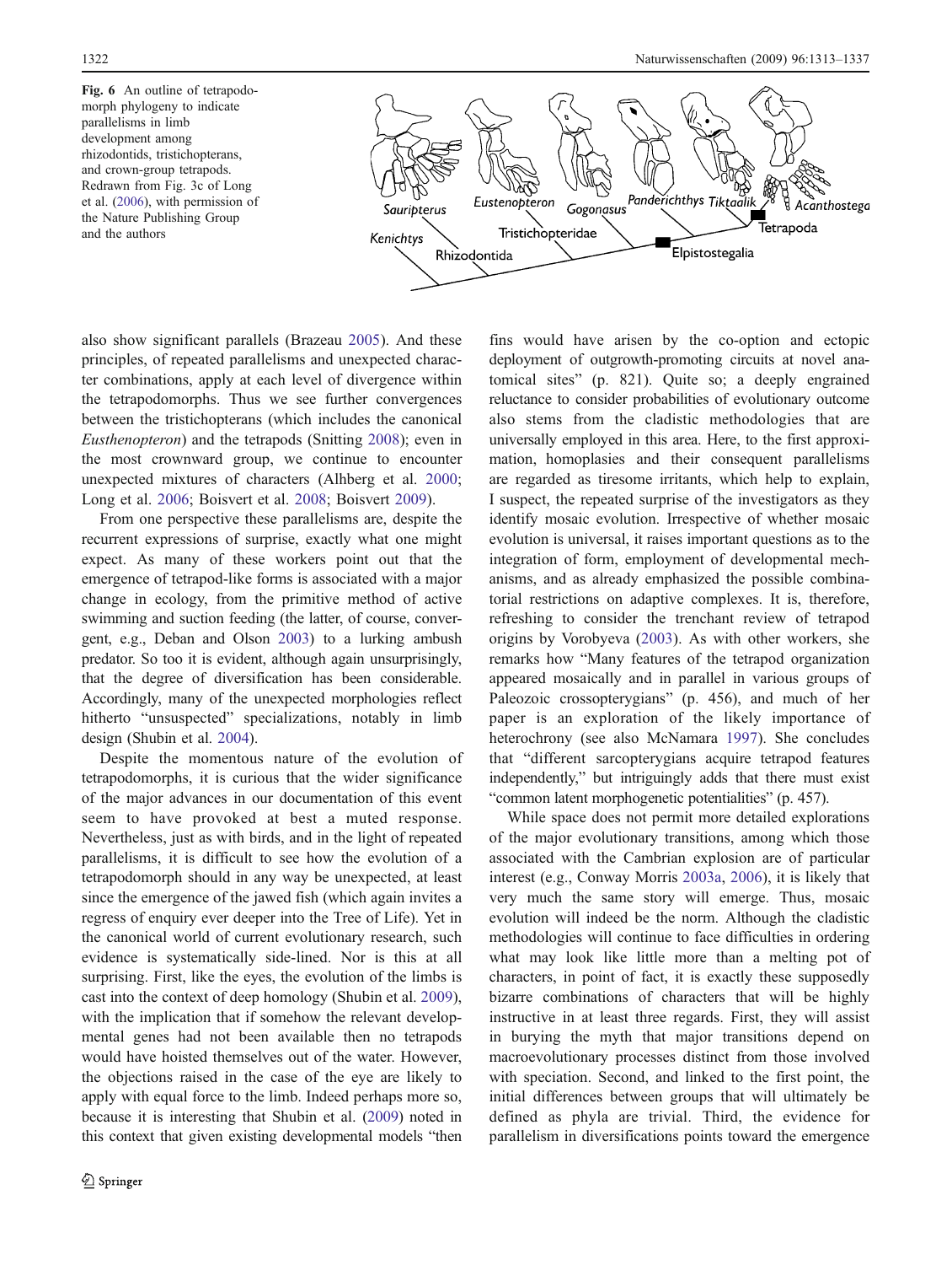Fig. 6 An outline of tetrapodomorph phylogeny to indicate parallelisms in limb development among rhizodontids, tristichopterans, and crown-group tetrapods. Redrawn from Fig. 3c of Long et al. (2006), with permission of the Nature Publishing Group and the authors

also show significant parallels (Brazeau 2005). And these principles, of repeated parallelisms and unexpected character combinations, apply at each level of divergence within the tetrapodomorphs. Thus we see further convergences between the tristichopterans (which includes the canonical *Eusthenopteron*) and the tetrapods (Snitting 2008); even in the most crownward group, we continue to encounter unexpected mixtures of characters (Alhberg et al. 2000; Long et al. 2006; Boisvert et al. 2008; Boisvert 2009).

From one perspective these parallelisms are, despite the recurrent expressions of surprise, exactly what one might expect. As many of these workers point out that the emergence of tetrapod-like forms is associated with a major change in ecology, from the primitive method of active swimming and suction feeding (the latter, of course, convergent, e.g., Deban and Olson 2003) to a lurking ambush predator. So too it is evident, although again unsurprisingly, that the degree of diversification has been considerable. Accordingly, many of the unexpected morphologies reflect hitherto "unsuspected" specializations, notably in limb design (Shubin et al. 2004).

Despite the momentous nature of the evolution of tetrapodomorphs, it is curious that the wider significance of the major advances in our documentation of this event seem to have provoked at best a muted response. Nevertheless, just as with birds, and in the light of repeated parallelisms, it is difficult to see how the evolution of a tetrapodomorph should in any way be unexpected, at least since the emergence of the jawed fish (which again invites a regress of enquiry ever deeper into the Tree of Life). Yet in the canonical world of current evolutionary research, such evidence is systematically side-lined. Nor is this at all surprising. First, like the eyes, the evolution of the limbs is cast into the context of deep homology (Shubin et al. 2009), with the implication that if somehow the relevant developmental genes had not been available then no tetrapods would have hoisted themselves out of the water. However, the objections raised in the case of the eye are likely to apply with equal force to the limb. Indeed perhaps more so, because it is interesting that Shubin et al. (2009) noted in this context that given existing developmental models "then fins would have arisen by the co-option and ectopic deployment of outgrowth-promoting circuits at novel anatomical sites" (p. 821). Quite so; a deeply engrained reluctance to consider probabilities of evolutionary outcome also stems from the cladistic methodologies that are universally employed in this area. Here, to the first approximation, homoplasies and their consequent parallelisms are regarded as tiresome irritants, which help to explain, I suspect, the repeated surprise of the investigators as they identify mosaic evolution. Irrespective of whether mosaic evolution is universal, it raises important questions as to the integration of form, employment of developmental mechanisms, and as already emphasized the possible combinatorial restrictions on adaptive complexes. It is, therefore, refreshing to consider the trenchant review of tetrapod origins by Vorobyeva (2003). As with other workers, she remarks how "Many features of the tetrapod organization appeared mosaically and in parallel in various groups of Paleozoic crossopterygians" (p. 456), and much of her paper is an exploration of the likely importance of heterochrony (see also McNamara 1997). She concludes that "different sarcopterygians acquire tetrapod features independently," but intriguingly adds that there must exist "common latent morphogenetic potentialities" (p. 457).

While space does not permit more detailed explorations of the major evolutionary transitions, among which those associated with the Cambrian explosion are of particular interest (e.g., Conway Morris 2003a, 2006), it is likely that very much the same story will emerge. Thus, mosaic evolution will indeed be the norm. Although the cladistic methodologies will continue to face difficulties in ordering what may look like little more than a melting pot of characters, in point of fact, it is exactly these supposedly bizarre combinations of characters that will be highly instructive in at least three regards. First, they will assist in burying the myth that major transitions depend on macroevolutionary processes distinct from those involved with speciation. Second, and linked to the first point, the initial differences between groups that will ultimately be defined as phyla are trivial. Third, the evidence for parallelism in diversifications points toward the emergence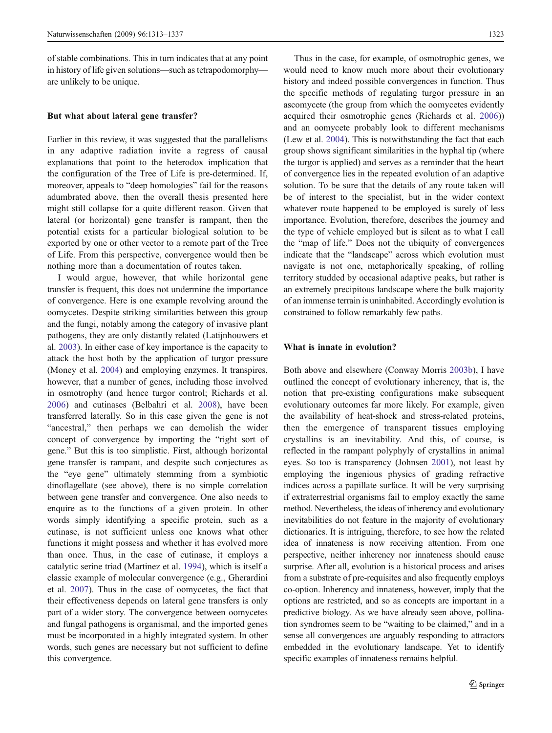of stable combinations. This in turn indicates that at any point in history of life given solutions—such as tetrapodomorphy—are unlikely to be unique.

## But what about lateral gene transfer?

Earlier in this review, it was suggested that the parallelisms in any adaptive radiation invite a regress of causal explanations that point to the heterodox implication that the configuration of the Tree of Life is pre-determined. If, moreover, appeals to "deep homologies" fail for the reasons adumbrated above, then the overall thesis presented here might still collapse for a quite different reason. Given that lateral (or horizontal) gene transfer is rampant, then the potential exists for a particular biological solution to be exported by one or other vector to a remote part of the Tree of Life. From this perspective, convergence would then be nothing more than a documentation of routes taken.

I would argue, however, that while horizontal gene transfer is frequent, this does not undermine the importance of convergence. Here is one example revolving around the oomycetes. Despite striking similarities between this group and the fungi, notably among the category of invasive plant pathogens, they are only distantly related (Latijnhouwers et al. 2003). In either case of key importance is the capacity to attack the host both by the application of turgor pressure (Money et al. 2004) and employing enzymes. It transpires, however, that a number of genes, including those involved in osmotrophy (and hence turgor control; Richards et al. 2006) and cutinases (Belbahri et al. 2008), have been transferred laterally. So in this case given the gene is not "ancestral," then perhaps we can demolish the wider concept of convergence by importing the "right sort of gene." But this is too simplistic. First, although horizontal gene transfer is rampant, and despite such conjectures as the "eye gene" ultimately stemming from a symbiotic dinoflagellate (see above), there is no simple correlation between gene transfer and convergence. One also needs to enquire as to the functions of a given protein. In other words simply identifying a specific protein, such as a cutinase, is not sufficient unless one knows what other functions it might possess and whether it has evolved more than once. Thus, in the case of cutinase, it employs a catalytic serine triad (Martinez et al. 1994), which is itself a classic example of molecular convergence (e.g., Gherardini et al. 2007). Thus in the case of oomycetes, the fact that their effectiveness depends on lateral gene transfers is only part of a wider story. The convergence between oomycetes and fungal pathogens is organismal, and the imported genes must be incorporated in a highly integrated system. In other words, such genes are necessary but not sufficient to define this convergence.

Thus in the case, for example, of osmotrophic genes, we would need to know much more about their evolutionary history and indeed possible convergences in function. Thus the specific methods of regulating turgor pressure in an ascomycete (the group from which the oomycetes evidently acquired their osmotrophic genes (Richards et al. 2006)) and an oomycete probably look to different mechanisms (Lew et al. 2004). This is notwithstanding the fact that each group shows significant similarities in the hyphal tip (where the turgor is applied) and serves as a reminder that the heart of convergence lies in the repeated evolution of an adaptive solution. To be sure that the details of any route taken will be of interest to the specialist, but in the wider context whatever route happened to be employed is surely of less importance. Evolution, therefore, describes the journey and the type of vehicle employed but is silent as to what I call the "map of life." Does not the ubiquity of convergences indicate that the "landscape" across which evolution must navigate is not one, metaphorically speaking, of rolling territory studded by occasional adaptive peaks, but rather is an extremely precipitous landscape where the bulk majority of an immense terrain is uninhabited. Accordingly evolution is constrained to follow remarkably few paths.

## What is innate in evolution?

Both above and elsewhere (Conway Morris 2003b), I have outlined the concept of evolutionary inherency, that is, the notion that pre-existing configurations make subsequent evolutionary outcomes far more likely. For example, given the availability of heat-shock and stress-related proteins, then the emergence of transparent tissues employing crystallins is an inevitability. And this, of course, is reflected in the rampant polyphyly of crystallins in animal eyes. So too is transparency (Johnsen 2001), not least by employing the ingenious physics of grading refractive indices across a papillate surface. It will be very surprising if extraterrestrial organisms fail to employ exactly the same method. Nevertheless, the ideas of inherency and evolutionary inevitabilities do not feature in the majority of evolutionary dictionaries. It is intriguing, therefore, to see how the related idea of innateness is now receiving attention. From one perspective, neither inherency nor innateness should cause surprise. After all, evolution is a historical process and arises from a substrate of pre-requisites and also frequently employs co-option. Inherency and innateness, however, imply that the options are restricted, and so as concepts are important in a predictive biology. As we have already seen above, pollination syndromes seem to be "waiting to be claimed," and in a sense all convergences are arguably responding to attractors embedded in the evolutionary landscape. Yet to identify specific examples of innateness remains helpful.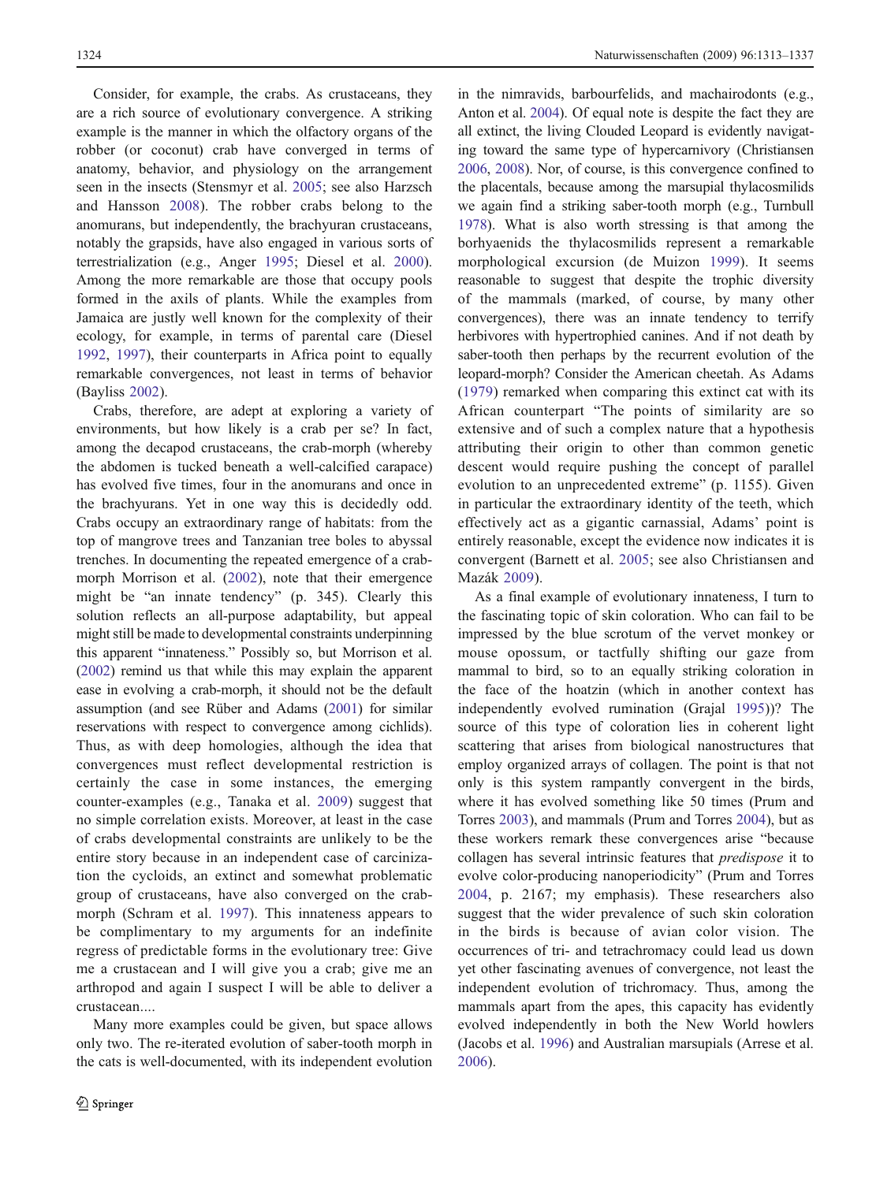Consider, for example, the crabs. As crustaceans, they are a rich source of evolutionary convergence. A striking example is the manner in which the olfactory organs of the robber (or coconut) crab have converged in terms of anatomy, behavior, and physiology on the arrangement seen in the insects (Stensmyr et al. 2005; see also Harzsch and Hansson 2008). The robber crabs belong to the anomurans, but independently, the brachyuran crustaceans, notably the grapsids, have also engaged in various sorts of terrestrialization (e.g., Anger 1995; Diesel et al. 2000). Among the more remarkable are those that occupy pools formed in the axils of plants. While the examples from Jamaica are justly well known for the complexity of their ecology, for example, in terms of parental care (Diesel 1992, 1997), their counterparts in Africa point to equally remarkable convergences, not least in terms of behavior (Bayliss 2002).

Crabs, therefore, are adept at exploring a variety of environments, but how likely is a crab per se? In fact, among the decapod crustaceans, the crab-morph (whereby the abdomen is tucked beneath a well-calcified carapace) has evolved five times, four in the anomurans and once in the brachyurans. Yet in one way this is decidedly odd. Crabs occupy an extraordinary range of habitats: from the top of mangrove trees and Tanzanian tree boles to abyssal trenches. In documenting the repeated emergence of a crab-morph Morrison et al. (2002), note that their emergence might be "an innate tendency" (p. 345). Clearly this solution reflects an all-purpose adaptability, but appeal might still be made to developmental constraints underpinning this apparent "innateness." Possibly so, but Morrison et al. (2002) remind us that while this may explain the apparent ease in evolving a crab-morph, it should not be the default assumption (and see Rüber and Adams (2001) for similar reservations with respect to convergence among cichlids). Thus, as with deep homologies, although the idea that convergences must reflect developmental restriction is certainly the case in some instances, the emerging counter-examples (e.g., Tanaka et al. 2009) suggest that no simple correlation exists. Moreover, at least in the case of crabs developmental constraints are unlikely to be the entire story because in an independent case of carcinization the cycloids, an extinct and somewhat problematic group of crustaceans, have also converged on the crab-morph (Schram et al. 1997). This innateness appears to be complimentary to my arguments for an indefinite regress of predictable forms in the evolutionary tree: Give me a crustacean and I will give you a crab; give me an arthropod and again I suspect I will be able to deliver a crustacean....

Many more examples could be given, but space allows only two. The re-iterated evolution of saber-tooth morph in the cats is well-documented, with its independent evolution in the nimravids, barbourfelids, and machairodonts (e.g., Anton et al. 2004). Of equal note is despite the fact they are all extinct, the living Clouded Leopard is evidently navigating toward the same type of hypercarnivory (Christiansen 2006, 2008). Nor, of course, is this convergence confined to the placentals, because among the marsupial thylacosmilids we again find a striking saber-tooth morph (e.g., Turnbull 1978). What is also worth stressing is that among the borhyaenids the thylacosmilids represent a remarkable morphological excursion (de Muizon 1999). It seems reasonable to suggest that despite the trophic diversity of the mammals (marked, of course, by many other convergences), there was an innate tendency to terrify herbivores with hypertrophied canines. And if not death by saber-tooth then perhaps by the recurrent evolution of the leopard-morph? Consider the American cheetah. As Adams (1979) remarked when comparing this extinct cat with its African counterpart "The points of similarity are so extensive and of such a complex nature that a hypothesis attributing their origin to other than common genetic descent would require pushing the concept of parallel evolution to an unprecedented extreme" (p. 1155). Given in particular the extraordinary identity of the teeth, which effectively act as a gigantic carnassial, Adams' point is entirely reasonable, except the evidence now indicates it is convergent (Barnett et al. 2005; see also Christiansen and Mazák 2009).

As a final example of evolutionary innateness, I turn to the fascinating topic of skin coloration. Who can fail to be impressed by the blue scrotum of the vervet monkey or mouse opossum, or tactfully shifting our gaze from mammal to bird, so to an equally striking coloration in the face of the hoatzin (which in another context has independently evolved rumination (Grajal 1995))? The source of this type of coloration lies in coherent light scattering that arises from biological nanostructures that employ organized arrays of collagen. The point is that not only is this system rampantly convergent in the birds, where it has evolved something like 50 times (Prum and Torres 2003), and mammals (Prum and Torres 2004), but as these workers remark these convergences arise "because collagen has several intrinsic features that *predispose* it to evolve color-producing nanoperiodicity" (Prum and Torres 2004, p. 2167; my emphasis). These researchers also suggest that the wider prevalence of such skin coloration in the birds is because of avian color vision. The occurrences of tri- and tetrachromacy could lead us down yet other fascinating avenues of convergence, not least the independent evolution of trichromacy. Thus, among the mammals apart from the apes, this capacity has evidently evolved independently in both the New World howlers (Jacobs et al. 1996) and Australian marsupials (Arrese et al. 2006).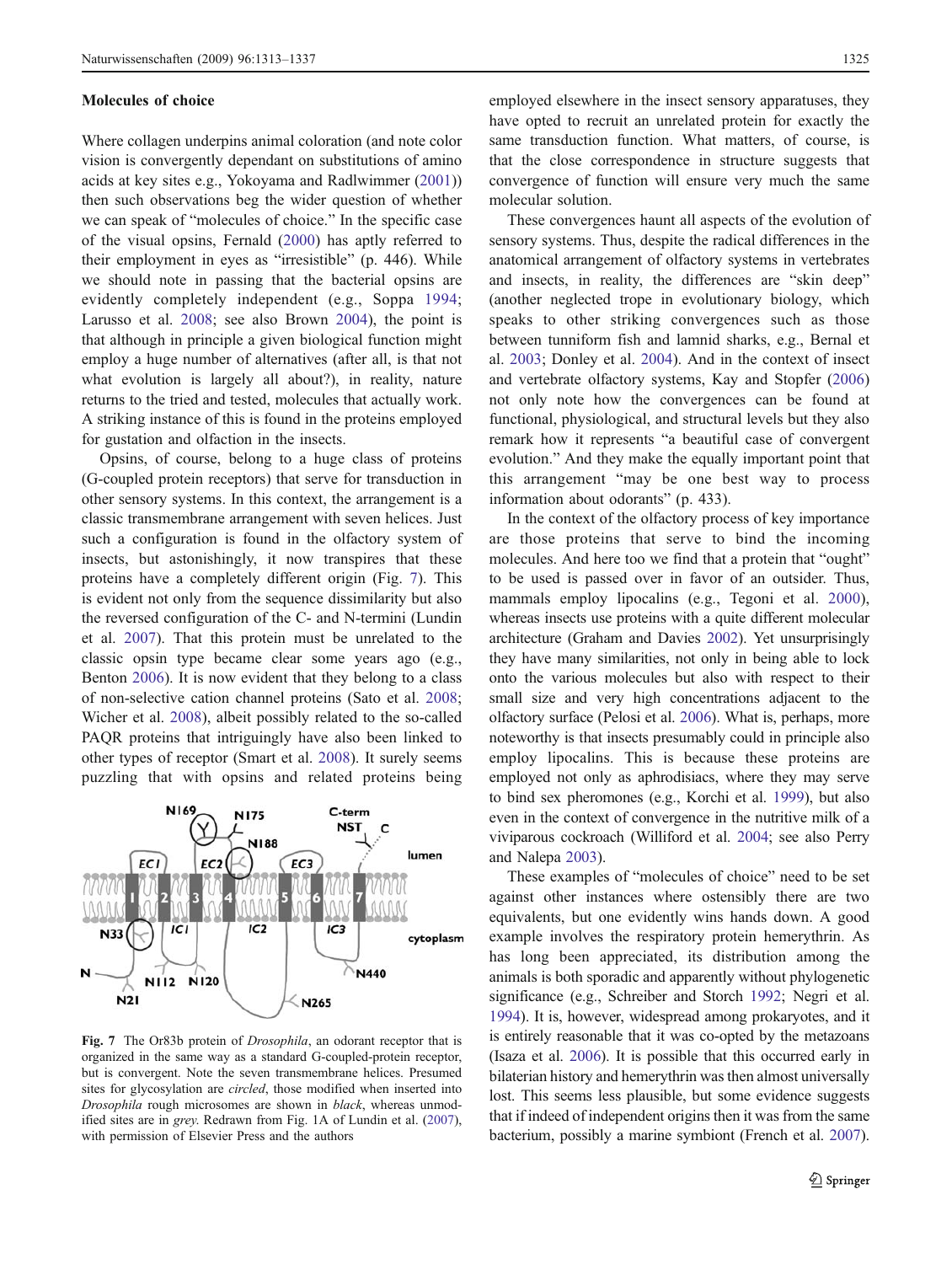### Molecules of choice

Where collagen underpins animal coloration (and note color vision is convergently dependant on substitutions of amino acids at key sites e.g., Yokoyama and Radlwimmer (2001)) then such observations beg the wider question of whether we can speak of "molecules of choice." In the specific case of the visual opsins, Fernald (2000) has aptly referred to their employment in eyes as "irresistible" (p. 446). While we should note in passing that the bacterial opsins are evidently completely independent (e.g., Soppa 1994; Larusso et al. 2008; see also Brown 2004), the point is that although in principle a given biological function might employ a huge number of alternatives (after all, is that not what evolution is largely all about?), in reality, nature returns to the tried and tested, molecules that actually work. A striking instance of this is found in the proteins employed for gustation and olfaction in the insects.

Opsins, of course, belong to a huge class of proteins (G-coupled protein receptors) that serve for transduction in other sensory systems. In this context, the arrangement is a classic transmembrane arrangement with seven helices. Just such a configuration is found in the olfactory system of insects, but astonishingly, it now transpires that these proteins have a completely different origin (Fig. 7). This is evident not only from the sequence dissimilarity but also the reversed configuration of the C- and N-termini (Lundin et al. 2007). That this protein must be unrelated to the classic opsin type became clear some years ago (e.g., Benton 2006). It is now evident that they belong to a class of non-selective cation channel proteins (Sato et al. 2008; Wicher et al. 2008), albeit possibly related to the so-called PAQR proteins that intriguingly have also been linked to other types of receptor (Smart et al. 2008). It surely seems puzzling that with opsins and related proteins being employed elsewhere in the insect sensory apparatuses, they have opted to recruit an unrelated protein for exactly the same transduction function. What matters, of course, is that the close correspondence in structure suggests that convergence of function will ensure very much the same molecular solution.

**Fig. 7** The Or83b protein of *Drosophila*, an odorant receptor that is organized in the same way as a standard G-coupled-protein receptor, but is convergent. Note the seven transmembrane helices. Presumed sites for glycosylation are *circled*, those modified when inserted into *Drosophila* rough microsomes are shown in *black*, whereas unmodified sites are in *grey*. Redrawn from Fig. 1A of Lundin et al. (2007), with permission of Elsevier Press and the authors

These convergences haunt all aspects of the evolution of sensory systems. Thus, despite the radical differences in the anatomical arrangement of olfactory systems in vertebrates and insects, in reality, the differences are "skin deep" (another neglected trope in evolutionary biology, which speaks to other striking convergences such as those between tunniform fish and lamnid sharks, e.g., Bernal et al. 2003; Donley et al. 2004). And in the context of insect and vertebrate olfactory systems, Kay and Stopfer (2006) not only note how the convergences can be found at functional, physiological, and structural levels but they also remark how it represents "a beautiful case of convergent evolution." And they make the equally important point that this arrangement "may be one best way to process information about odorants" (p. 433).

In the context of the olfactory process of key importance are those proteins that serve to bind the incoming molecules. And here too we find that a protein that "ought" to be used is passed over in favor of an outsider. Thus, mammals employ lipocalins (e.g., Tegoni et al. 2000), whereas insects use proteins with a quite different molecular architecture (Graham and Davies 2002). Yet unsurprisingly they have many similarities, not only in being able to lock onto the various molecules but also with respect to their small size and very high concentrations adjacent to the olfactory surface (Pelosi et al. 2006). What is, perhaps, more noteworthy is that insects presumably could in principle also employ lipocalins. This is because these proteins are employed not only as aphrodisiacs, where they may serve to bind sex pheromones (e.g., Korchi et al. 1999), but also even in the context of convergence in the nutritive milk of a viviparous cockroach (Williford et al. 2004; see also Perry and Nalepa 2003).

These examples of "molecules of choice" need to be set against other instances where ostensibly there are two equivalents, but one evidently wins hands down. A good example involves the respiratory protein hemerythrin. As has long been appreciated, its distribution among the animals is both sporadic and apparently without phylogenetic significance (e.g., Schreiber and Storch 1992; Negri et al. 1994). It is, however, widespread among prokaryotes, and it is entirely reasonable that it was co-opted by the metazoans (Isaza et al. 2006). It is possible that this occurred early in bilaterian history and hemerythrin was then almost universally lost. This seems less plausible, but some evidence suggests that if indeed of independent origins then it was from the same bacterium, possibly a marine symbiont (French et al. 2007).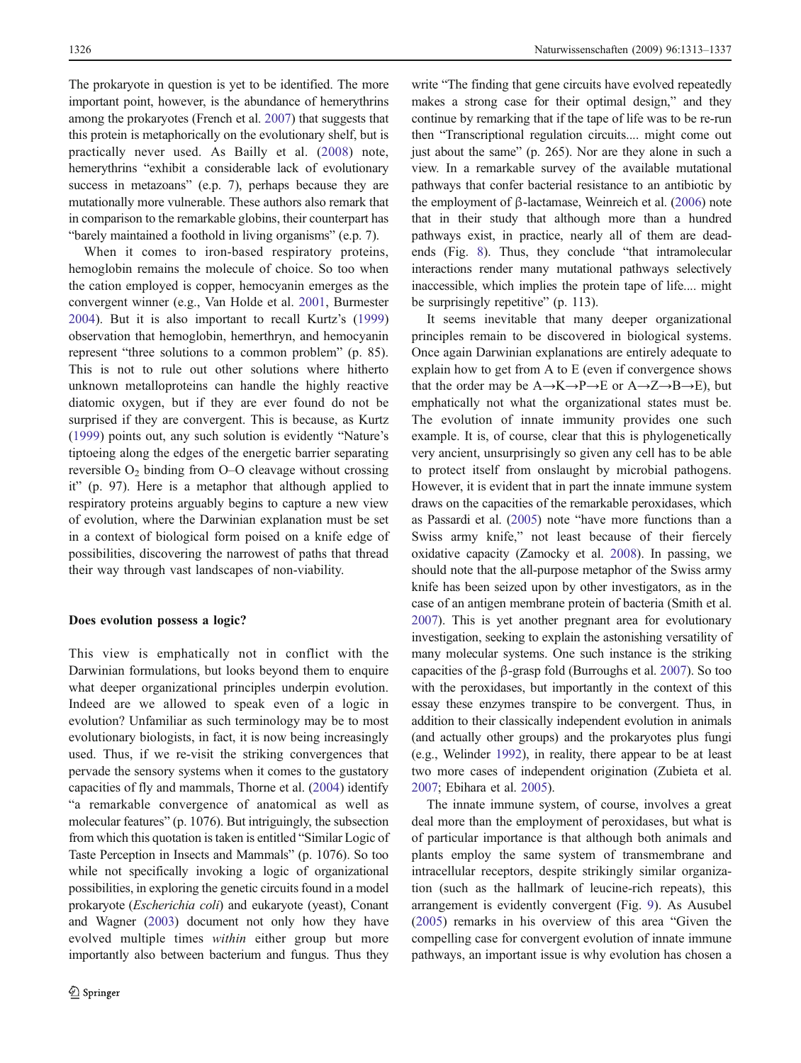The prokaryote in question is yet to be identified. The more important point, however, is the abundance of hemerythrins among the prokaryotes (French et al. 2007) that suggests that this protein is metaphorically on the evolutionary shelf, but is practically never used. As Bailly et al. (2008) note, hemerythrins "exhibit a considerable lack of evolutionary success in metazoans" (e.p. 7), perhaps because they are mutationally more vulnerable. These authors also remark that in comparison to the remarkable globins, their counterpart has "barely maintained a foothold in living organisms" (e.p. 7).

When it comes to iron-based respiratory proteins, hemoglobin remains the molecule of choice. So too when the cation employed is copper, hemocyanin emerges as the convergent winner (e.g., Van Holde et al. 2001, Burmester 2004). But it is also important to recall Kurtz's (1999) observation that hemoglobin, hemerthryn, and hemocyanin represent "three solutions to a common problem" (p. 85). This is not to rule out other solutions where hitherto unknown metalloproteins can handle the highly reactive diatomic oxygen, but if they are ever found do not be surprised if they are convergent. This is because, as Kurtz (1999) points out, any such solution is evidently "Nature's tiptoeing along the edges of the energetic barrier separating reversible $O_2$ binding from O–O cleavage without crossing it" (p. 97). Here is a metaphor that although applied to respiratory proteins arguably begins to capture a new view of evolution, where the Darwinian explanation must be set in a context of biological form poised on a knife edge of possibilities, discovering the narrowest of paths that thread their way through vast landscapes of non-viability.

### Does evolution possess a logic?

This view is emphatically not in conflict with the Darwinian formulations, but looks beyond them to enquire what deeper organizational principles underpin evolution. Indeed are we allowed to speak even of a logic in evolution? Unfamiliar as such terminology may be to most evolutionary biologists, in fact, it is now being increasingly used. Thus, if we re-visit the striking convergences that pervade the sensory systems when it comes to the gustatory capacities of fly and mammals, Thorne et al. (2004) identify "a remarkable convergence of anatomical as well as molecular features" (p. 1076). But intriguingly, the subsection from which this quotation is taken is entitled "Similar Logic of Taste Perception in Insects and Mammals" (p. 1076). So too while not specifically invoking a logic of organizational possibilities, in exploring the genetic circuits found in a model prokaryote (*Escherichia coli*) and eukaryote (yeast), Conant and Wagner (2003) document not only how they have evolved multiple times *within* either group but more importantly also between bacterium and fungus. Thus they write "The finding that gene circuits have evolved repeatedly makes a strong case for their optimal design," and they continue by remarking that if the tape of life was to be re-run then "Transcriptional regulation circuits.... might come out just about the same" (p. 265). Nor are they alone in such a view. In a remarkable survey of the available mutational pathways that confer bacterial resistance to an antibiotic by the employment of β-lactamase, Weinreich et al. (2006) note that in their study that although more than a hundred pathways exist, in practice, nearly all of them are dead-ends (Fig. 8). Thus, they conclude "that intramolecular interactions render many mutational pathways selectively inaccessible, which implies the protein tape of life.... might be surprisingly repetitive" (p. 113).

It seems inevitable that many deeper organizational principles remain to be discovered in biological systems. Once again Darwinian explanations are entirely adequate to explain how to get from A to E (even if convergence shows that the order may be A→K→P→E or A→Z→B→E), but emphatically not what the organizational states must be. The evolution of innate immunity provides one such example. It is, of course, clear that this is phylogenetically very ancient, unsurprisingly so given any cell has to be able to protect itself from onslaught by microbial pathogens. However, it is evident that in part the innate immune system draws on the capacities of the remarkable peroxidases, which as Passardi et al. (2005) note "have more functions than a Swiss army knife," not least because of their fiercely oxidative capacity (Zamocky et al. 2008). In passing, we should note that the all-purpose metaphor of the Swiss army knife has been seized upon by other investigators, as in the case of an antigen membrane protein of bacteria (Smith et al. 2007). This is yet another pregnant area for evolutionary investigation, seeking to explain the astonishing versatility of many molecular systems. One such instance is the striking capacities of the β-grasp fold (Burroughs et al. 2007). So too with the peroxidases, but importantly in the context of this essay these enzymes transpire to be convergent. Thus, in addition to their classically independent evolution in animals (and actually other groups) and the prokaryotes plus fungi (e.g., Welinder 1992), in reality, there appear to be at least two more cases of independent origination (Zubieta et al. 2007; Ebihara et al. 2005).

The innate immune system, of course, involves a great deal more than the employment of peroxidases, but what is of particular importance is that although both animals and plants employ the same system of transmembrane and intracellular receptors, despite strikingly similar organization (such as the hallmark of leucine-rich repeats), this arrangement is evidently convergent (Fig. 9). As Ausubel (2005) remarks in his overview of this area "Given the compelling case for convergent evolution of innate immune pathways, an important issue is why evolution has chosen a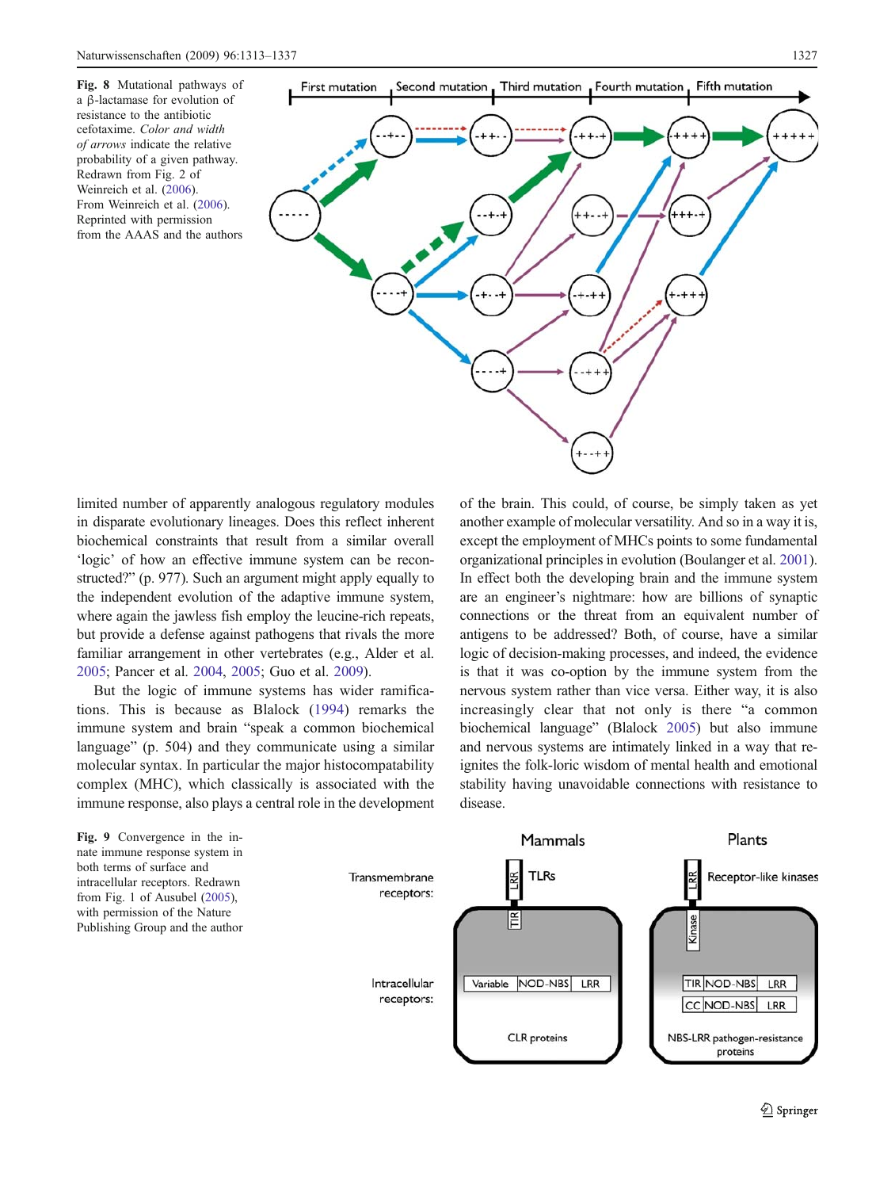**Fig. 8** Mutational pathways of a β-lactamase for evolution of resistance to the antibiotic cefotaxime. *Color and width of arrows* indicate the relative probability of a given pathway. Redrawn from Fig. 2 of Weinreich et al. (2006). From Weinreich et al. (2006). Reprinted with permission from the AAAS and the authors

limited number of apparently analogous regulatory modules in disparate evolutionary lineages. Does this reflect inherent biochemical constraints that result from a similar overall 'logic' of how an effective immune system can be reconstructed?" (p. 977). Such an argument might apply equally to the independent evolution of the adaptive immune system, where again the jawless fish employ the leucine-rich repeats, but provide a defense against pathogens that rivals the more familiar arrangement in other vertebrates (e.g., Alder et al. 2005; Pancer et al. 2004, 2005; Guo et al. 2009).

But the logic of immune systems has wider ramifications. This is because as Blalock (1994) remarks the immune system and brain "speak a common biochemical language" (p. 504) and they communicate using a similar molecular syntax. In particular the major histocompatability complex (MHC), which classically is associated with the immune response, also plays a central role in the development of the brain. This could, of course, be simply taken as yet another example of molecular versatility. And so in a way it is, except the employment of MHCs points to some fundamental organizational principles in evolution (Boulanger et al. 2001). In effect both the developing brain and the immune system are an engineer's nightmare: how are billions of synaptic connections or the threat from an equivalent number of antigens to be addressed? Both, of course, have a similar logic of decision-making processes, and indeed, the evidence is that it was co-option by the immune system from the nervous system rather than vice versa. Either way, it is also increasingly clear that not only is there "a common biochemical language" (Blalock 2005) but also immune and nervous systems are intimately linked in a way that reignites the folk-loric wisdom of mental health and emotional stability having unavoidable connections with resistance to disease.

**Fig. 9** Convergence in the innate immune response system in both terms of surface and intracellular receptors. Redrawn from Fig. 1 of Ausubel (2005), with permission of the Nature Publishing Group and the author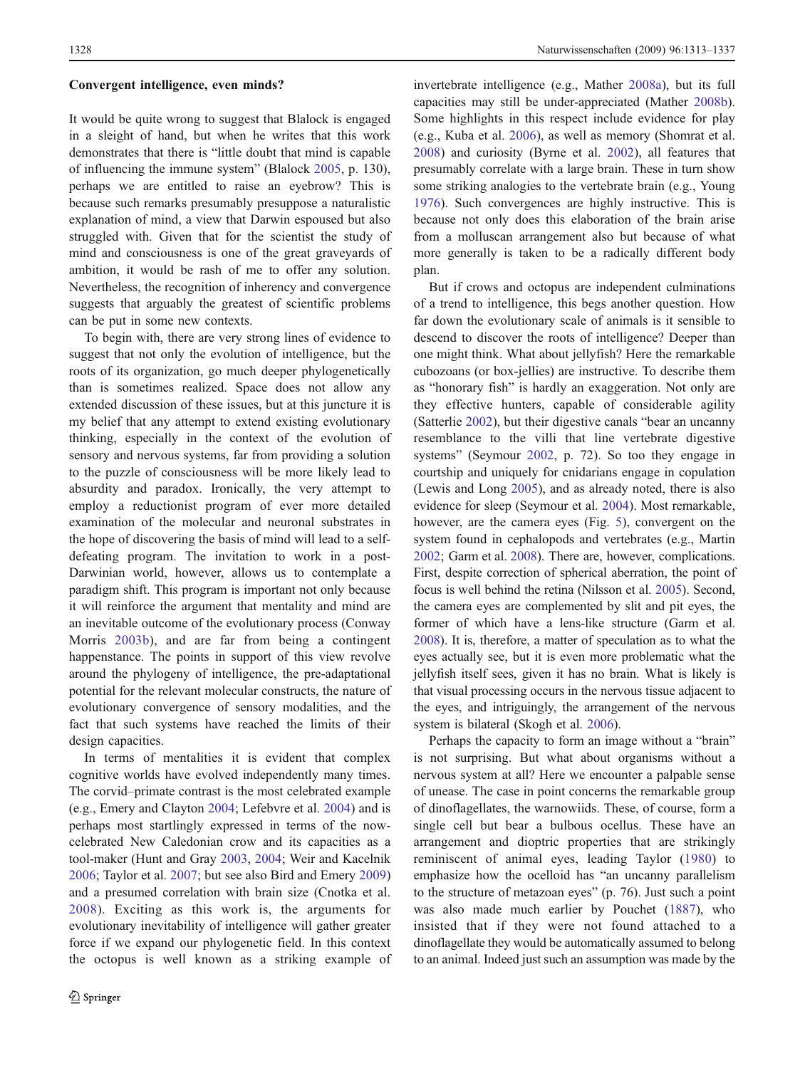**Convergent intelligence, even minds?**

It would be quite wrong to suggest that Blalock is engaged in a sleight of hand, but when he writes that this work demonstrates that there is "little doubt that mind is capable of influencing the immune system" (Blalock 2005, p. 130), perhaps we are entitled to raise an eyebrow? This is because such remarks presumably presuppose a naturalistic explanation of mind, a view that Darwin espoused but also struggled with. Given that for the scientist the study of mind and consciousness is one of the great graveyards of ambition, it would be rash of me to offer any solution. Nevertheless, the recognition of inherency and convergence suggests that arguably the greatest of scientific problems can be put in some new contexts.

To begin with, there are very strong lines of evidence to suggest that not only the evolution of intelligence, but the roots of its organization, go much deeper phylogenetically than is sometimes realized. Space does not allow any extended discussion of these issues, but at this juncture it is my belief that any attempt to extend existing evolutionary thinking, especially in the context of the evolution of sensory and nervous systems, far from providing a solution to the puzzle of consciousness will be more likely lead to absurdity and paradox. Ironically, the very attempt to employ a reductionist program of ever more detailed examination of the molecular and neuronal substrates in the hope of discovering the basis of mind will lead to a self-defeating program. The invitation to work in a post-Darwinian world, however, allows us to contemplate a paradigm shift. This program is important not only because it will reinforce the argument that mentality and mind are an inevitable outcome of the evolutionary process (Conway Morris 2003b), and are far from being a contingent happenstance. The points in support of this view revolve around the phylogeny of intelligence, the pre-adaptational potential for the relevant molecular constructs, the nature of evolutionary convergence of sensory modalities, and the fact that such systems have reached the limits of their design capacities.

In terms of mentalities it is evident that complex cognitive worlds have evolved independently many times. The corvid–primate contrast is the most celebrated example (e.g., Emery and Clayton 2004; Lefebvre et al. 2004) and is perhaps most startlingly expressed in terms of the now-celebrated New Caledonian crow and its capacities as a tool-maker (Hunt and Gray 2003, 2004; Weir and Kacelnik 2006; Taylor et al. 2007; but see also Bird and Emery 2009) and a presumed correlation with brain size (Cnotka et al. 2008). Exciting as this work is, the arguments for evolutionary inevitability of intelligence will gather greater force if we expand our phylogenetic field. In this context the octopus is well known as a striking example of invertebrate intelligence (e.g., Mather 2008a), but its full capacities may still be under-appreciated (Mather 2008b). Some highlights in this respect include evidence for play (e.g., Kuba et al. 2006), as well as memory (Shomrat et al. 2008) and curiosity (Byrne et al. 2002), all features that presumably correlate with a large brain. These in turn show some striking analogies to the vertebrate brain (e.g., Young 1976). Such convergences are highly instructive. This is because not only does this elaboration of the brain arise from a molluscan arrangement also but because of what more generally is taken to be a radically different body plan.

But if crows and octopus are independent culminations of a trend to intelligence, this begs another question. How far down the evolutionary scale of animals is it sensible to descend to discover the roots of intelligence? Deeper than one might think. What about jellyfish? Here the remarkable cubozoans (or box-jellies) are instructive. To describe them as "honorary fish" is hardly an exaggeration. Not only are they effective hunters, capable of considerable agility (Satterlie 2002), but their digestive canals "bear an uncanny resemblance to the villi that line vertebrate digestive systems" (Seymour 2002, p. 72). So too they engage in courtship and uniquely for cnidarians engage in copulation (Lewis and Long 2005), and as already noted, there is also evidence for sleep (Seymour et al. 2004). Most remarkable, however, are the camera eyes (Fig. 5), convergent on the system found in cephalopods and vertebrates (e.g., Martin 2002; Garm et al. 2008). There are, however, complications. First, despite correction of spherical aberration, the point of focus is well behind the retina (Nilsson et al. 2005). Second, the camera eyes are complemented by slit and pit eyes, the former of which have a lens-like structure (Garm et al. 2008). It is, therefore, a matter of speculation as to what the eyes actually see, but it is even more problematic what the jellyfish itself sees, given it has no brain. What is likely is that visual processing occurs in the nervous tissue adjacent to the eyes, and intriguingly, the arrangement of the nervous system is bilateral (Skogh et al. 2006).

Perhaps the capacity to form an image without a "brain" is not surprising. But what about organisms without a nervous system at all? Here we encounter a palpable sense of unease. The case in point concerns the remarkable group of dinoflagellates, the warnowiids. These, of course, form a single cell but bear a bulbous ocellus. These have an arrangement and dioptric properties that are strikingly reminiscent of animal eyes, leading Taylor (1980) to emphasize how the ocelloid has "an uncanny parallelism to the structure of metazoan eyes" (p. 76). Just such a point was also made much earlier by Pouchet (1887), who insisted that if they were not found attached to a dinoflagellate they would be automatically assumed to belong to an animal. Indeed just such an assumption was made by the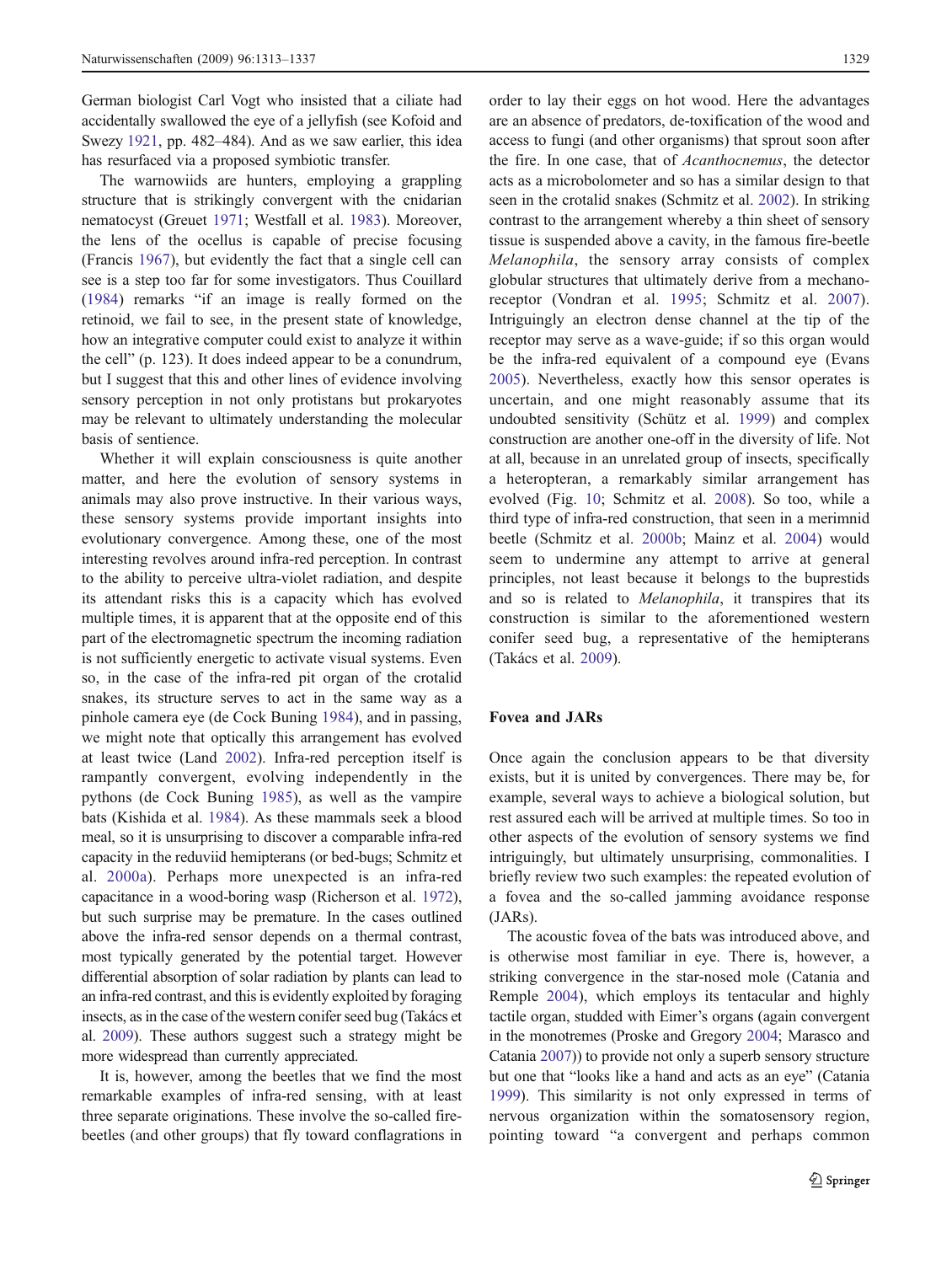German biologist Carl Vogt who insisted that a ciliate had accidentally swallowed the eye of a jellyfish (see Kofoid and Swezy 1921, pp. 482–484). And as we saw earlier, this idea has resurfaced via a proposed symbiotic transfer.

The warnowiids are hunters, employing a grappling structure that is strikingly convergent with the cnidarian nematocyst (Greuet 1971; Westfall et al. 1983). Moreover, the lens of the ocellus is capable of precise focusing (Francis 1967), but evidently the fact that a single cell can see is a step too far for some investigators. Thus Couillard (1984) remarks "if an image is really formed on the retinoid, we fail to see, in the present state of knowledge, how an integrative computer could exist to analyze it within the cell" (p. 123). It does indeed appear to be a conundrum, but I suggest that this and other lines of evidence involving sensory perception in not only protistans but prokaryotes may be relevant to ultimately understanding the molecular basis of sentience.

Whether it will explain consciousness is quite another matter, and here the evolution of sensory systems in animals may also prove instructive. In their various ways, these sensory systems provide important insights into evolutionary convergence. Among these, one of the most interesting revolves around infra-red perception. In contrast to the ability to perceive ultra-violet radiation, and despite its attendant risks this is a capacity which has evolved multiple times, it is apparent that at the opposite end of this part of the electromagnetic spectrum the incoming radiation is not sufficiently energetic to activate visual systems. Even so, in the case of the infra-red pit organ of the crotalid snakes, its structure serves to act in the same way as a pinhole camera eye (de Cock Buning 1984), and in passing, we might note that optically this arrangement has evolved at least twice (Land 2002). Infra-red perception itself is rampantly convergent, evolving independently in the pythons (de Cock Buning 1985), as well as the vampire bats (Kishida et al. 1984). As these mammals seek a blood meal, so it is unsurprising to discover a comparable infra-red capacity in the reduviid hemipterans (or bed-bugs; Schmitz et al. 2000a). Perhaps more unexpected is an infra-red capacitance in a wood-boring wasp (Richerson et al. 1972), but such surprise may be premature. In the cases outlined above the infra-red sensor depends on a thermal contrast, most typically generated by the potential target. However differential absorption of solar radiation by plants can lead to an infra-red contrast, and this is evidently exploited by foraging insects, as in the case of the western conifer seed bug (Takács et al. 2009). These authors suggest such a strategy might be more widespread than currently appreciated.

It is, however, among the beetles that we find the most remarkable examples of infra-red sensing, with at least three separate originations. These involve the so-called fire-beetles (and other groups) that fly toward conflagrations in order to lay their eggs on hot wood. Here the advantages are an absence of predators, de-toxification of the wood and access to fungi (and other organisms) that sprout soon after the fire. In one case, that of *Acanthocnemus*, the detector acts as a microbolometer and so has a similar design to that seen in the crotalid snakes (Schmitz et al. 2002). In striking contrast to the arrangement whereby a thin sheet of sensory tissue is suspended above a cavity, in the famous fire-beetle *Melanophila*, the sensory array consists of complex globular structures that ultimately derive from a mechanoreceptor (Vondran et al. 1995; Schmitz et al. 2007). Intriguingly an electron dense channel at the tip of the receptor may serve as a wave-guide; if so this organ would be the infra-red equivalent of a compound eye (Evans 2005). Nevertheless, exactly how this sensor operates is uncertain, and one might reasonably assume that its undoubted sensitivity (Schütz et al. 1999) and complex construction are another one-off in the diversity of life. Not at all, because in an unrelated group of insects, specifically a heteropteran, a remarkably similar arrangement has evolved (Fig. 10; Schmitz et al. 2008). So too, while a third type of infra-red construction, that seen in a merimnid beetle (Schmitz et al. 2000b; Mainz et al. 2004) would seem to undermine any attempt to arrive at general principles, not least because it belongs to the buprestids and so is related to *Melanophila*, it transpires that its construction is similar to the aforementioned western conifer seed bug, a representative of the hemipterans (Takács et al. 2009).

## Fovea and JARs

Once again the conclusion appears to be that diversity exists, but it is united by convergences. There may be, for example, several ways to achieve a biological solution, but rest assured each will be arrived at multiple times. So too in other aspects of the evolution of sensory systems we find intriguingly, but ultimately unsurprising, commonalities. I briefly review two such examples: the repeated evolution of a fovea and the so-called jamming avoidance response (JARs).

The acoustic fovea of the bats was introduced above, and is otherwise most familiar in eye. There is, however, a striking convergence in the star-nosed mole (Catania and Remple 2004), which employ its tentacular and highly tactile organ, studded with Eimer's organs (again convergent in the monotremes (Proske and Gregory 2004; Marasco and Catania 2007)) to provide not only a superb sensory structure but one that "looks like a hand and acts as an eye" (Catania 1999). This similarity is not only expressed in terms of nervous organization within the somatosensory region, pointing toward "a convergent and perhaps common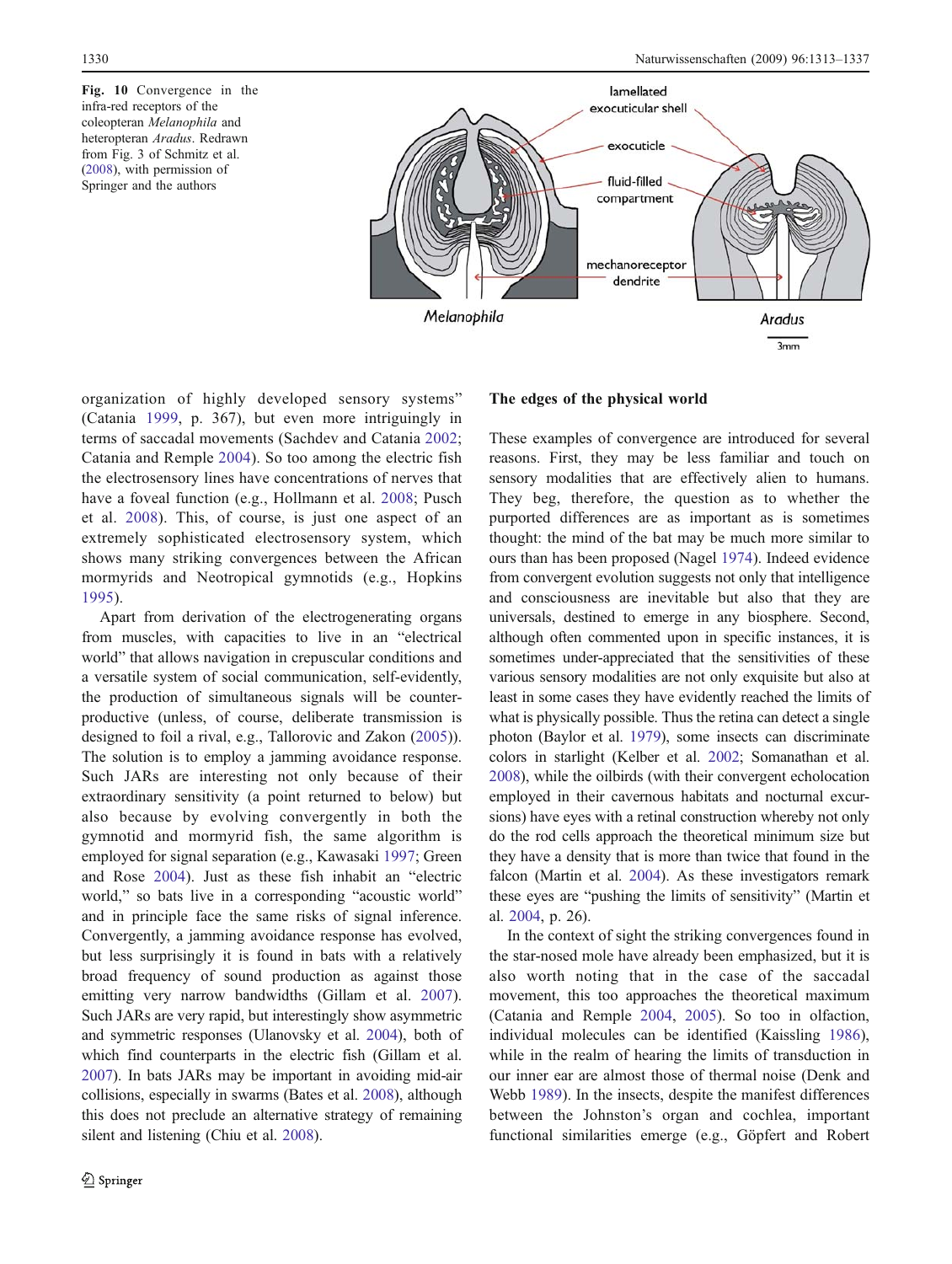Fig. 10 Convergence in the infra-red receptors of the coleopteran *Melanophila* and heteropteran *Aradus*. Redrawn from Fig. 3 of Schmitz et al. (2008), with permission of Springer and the authors

organization of highly developed sensory systems" (Catania 1999, p. 367), but even more intriguingly in terms of saccadal movements (Sachdev and Catania 2002; Catania and Remple 2004). So too among the electric fish the electrosensory lines have concentrations of nerves that have a foveal function (e.g., Hollmann et al. 2008; Pusch et al. 2008). This, of course, is just one aspect of an extremely sophisticated electrosensory system, which shows many striking convergences between the African mormyrids and Neotropical gymnotids (e.g., Hopkins 1995).

Apart from derivation of the electrogenerating organs from muscles, with capacities to live in an "electrical world" that allows navigation in crepuscular conditions and a versatile system of social communication, self-evidently, the production of simultaneous signals will be counter-productive (unless, of course, deliberate transmission is designed to foil a rival, e.g., Tallorovic and Zakon (2005)). The solution is to employ a jamming avoidance response. Such JARs are interesting not only because of their extraordinary sensitivity (a point returned to below) but also because by evolving convergently in both the gymnotid and mormyrid fish, the same algorithm is employed for signal separation (e.g., Kawasaki 1997; Green and Rose 2004). Just as these fish inhabit an "electric world," so bats live in a corresponding "acoustic world" and in principle face the same risks of signal inference. Convergently, a jamming avoidance response has evolved, but less surprisingly it is found in bats with a relatively broad frequency of sound production as against those emitting very narrow bandwidths (Gillam et al. 2007). Such JARs are very rapid, but interestingly show asymmetric and symmetric responses (Ulanovsky et al. 2004), both of which find counterparts in the electric fish (Gillam et al. 2007). In bats JARs may be important in avoiding mid-air collisions, especially in swarms (Bates et al. 2008), although this does not preclude an alternative strategy of remaining silent and listening (Chiu et al. 2008).

## The edges of the physical world

These examples of convergence are introduced for several reasons. First, they may be less familiar and touch on sensory modalities that are effectively alien to humans. They beg, therefore, the question as to whether the purported differences are as important as is sometimes thought: the mind of the bat may be much more similar to ours than has been proposed (Nagel 1974). Indeed evidence from convergent evolution suggests not only that intelligence and consciousness are inevitable but that they are universals, destined to emerge in any biosphere. Second, although often commented upon in specific instances, it is sometimes under-appreciated that the sensitivities of these various sensory modalities are not only exquisite but also at least in some cases they have evidently reached the limits of what is physically possible. Thus the retina can detect a single photon (Baylor et al. 1979), some insects can discriminate colors in starlight (Kelber et al. 2002; Somanathan et al. 2008), while the oilbirds (with their convergent echolocation employed in their cavernous habitats and nocturnal excursions) have eyes with a retinal construction whereby not only do the rod cells approach the theoretical minimum size but they have a density that is more than twice that found in the falcon (Martin et al. 2004). As these investigators remark these eyes are "pushing the limits of sensitivity" (Martin et al. 2004, p. 26).

In the context of sight the striking convergences found in the star-nosed mole have already been emphasized, but it is also worth noting that in the case of the saccadal movement, this too approaches the theoretical maximum (Catania and Remple 2004, 2005). So too in olfaction, individual molecules can be identified (Kaissling 1986), while in the realm of hearing the limits of transduction in our inner ear are almost those of thermal noise (Denk and Webb 1989). In the insects, despite the manifest differences between the Johnston's organ and cochlea, important functional similarities emerge (e.g., Göpfert and Robert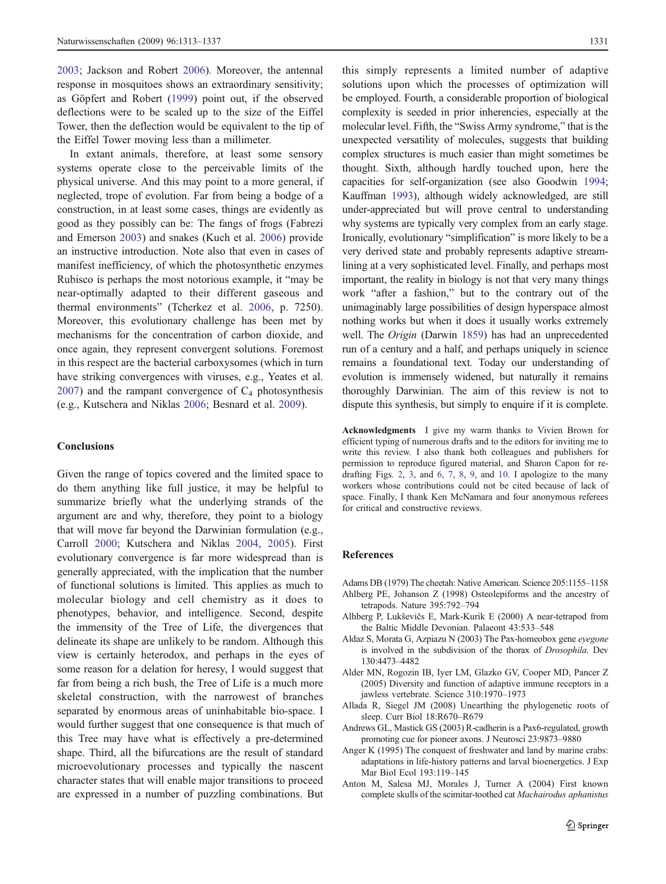2003; Jackson and Robert 2006). Moreover, the antennal response in mosquitoes shows an extraordinary sensitivity; as Göpfert and Robert (1999) point out, if the observed deflections were to be scaled up to the size of the Eiffel Tower, then the deflection would be equivalent to the tip of the Eiffel Tower moving less than a millimeter.

In extant animals, therefore, at least some sensory systems operate close to the perceivable limits of the physical universe. And this may point to a more general, if neglected, trope of evolution. Far from being a bodge of a construction, in at least some cases, things are evidently as good as they possibly can be: The fangs of frogs (Fabrezi and Emerson 2003) and snakes (Kuch et al. 2006) provide an instructive introduction. Note also that even in cases of manifest inefficiency, of which the photosynthetic enzymes Rubisco is perhaps the most notorious example, it "may be near-optimally adapted to their different gaseous and thermal environments" (Tcherkez et al. 2006, p. 7250). Moreover, this evolutionary challenge has been met by mechanisms for the concentration of carbon dioxide, and once again, they represent convergent solutions. Foremost in this respect are the bacterial carboxysomes (which in turn have striking convergences with viruses, e.g., Yeates et al. 2007) and the rampant convergence of $C_4$ photosynthesis (e.g., Kutschera and Niklas 2006; Besnard et al. 2009).

## Conclusions

Given the range of topics covered and the limited space to do them anything like full justice, it may be helpful to summarize briefly what the underlying strands of the argument are and why, therefore, they point to a biology that will move far beyond the Darwinian formulation (e.g., Carroll 2000; Kutschera and Niklas 2004, 2005). First evolutionary convergence is far more widespread than is generally appreciated, with the implication that the number of functional solutions is limited. This applies as much to molecular biology and cell chemistry as it does to phenotypes, behavior, and intelligence. Second, despite the immensity of the Tree of Life, the divergences that delineate its shape are unlikely to be random. Although this view is certainly heterodox, and perhaps in the eyes of some reason for a delation for heresy, I would suggest that far from being a rich bush, the Tree of Life is a much more skeletal construction, with the narrowest of branches separated by enormous areas of uninhabitable bio-space. I would further suggest that one consequence is that much of this Tree may have what is effectively a pre-determined shape. Third, all the bifurcations are the result of standard microevolutionary processes and typically the nascent character states that will enable major transitions to proceed are expressed in a number of puzzling combinations. But this simply represents a limited number of adaptive solutions upon which the processes of optimization will be employed. Fourth, a considerable proportion of biological complexity is seeded in prior inherencies, especially at the molecular level. Fifth, the "Swiss Army syndrome," that is the unexpected versatility of molecules, suggests that building complex structures is much easier than might sometimes be thought. Sixth, although hardly touched upon, here the capacities for self-organization (see also Goodwin 1994; Kauffman 1993), although widely acknowledged, are still under-appreciated but will prove central to understanding why systems are typically very complex from an early stage. Ironically, evolutionary "simplification" is more likely to be a very derived state and probably represents adaptive streamlining at a very sophisticated level. Finally, and perhaps most important, the reality in biology is not that very many things work "after a fashion," but to the contrary out of the unimaginably large possibilities of design hyperspace almost nothing works but when it does it usually works extremely well. The *Origin* (Darwin 1859) has had an unprecedented run of a century and a half, and perhaps uniquely in science remains a foundational text. Today our understanding of evolution is immensely widened, but naturally it remains thoroughly Darwinian. The aim of this review is not to dispute this synthesis, but simply to enquire if it is complete.

**Acknowledgments** I give my warm thanks to Vivien Brown for efficient typing of numerous drafts and to the editors for inviting me to write this review. I also thank both colleagues and publishers for permission to reproduce figured material, and Sharon Capon for re-drafting Figs. 2, 3, and 6, 7, 8, 9, and 10. I apologize to the many workers whose contributions could not be cited because of lack of space. Finally, I thank Ken McNamara and four anonymous referees for critical and constructive reviews.

## References

Adams DB (1979) The cheetah: Native American. Science 205:1155–1158

Ahlberg PE, Johanson Z (1998) Osteolepiforms and the ancestry of tetrapods. Nature 395:792–794

Alhberg P, Lukševičs E, Mark-Kurik E (2000) A near-tetrapod from the Baltic Middle Devonian. Palaeont 43:533–548

Aldaz S, Morata G, Azpiazu N (2003) The Pax-homeobox gene *eyegone* is involved in the subdivision of the thorax of *Drosophila*. Dev 130:4473–4482

Alder MN, Rogozin IB, Iyer LM, Glazko GV, Cooper MD, Pancer Z (2005) Diversity and function of adaptive immune receptors in a jawless vertebrate. Science 310:1970–1973

Allada R, Siegel JM (2008) Unearthing the phylogenetic roots of sleep. Curr Biol 18:R670–R679

Andrews GL, Mastick GS (2003) R-cadherin is a Pax6-regulated, growth promoting cue for pioneer axons. J Neurosci 23:9873–9880

Anger K (1995) The conquest of freshwater and land by marine crabs: adaptations in life-history patterns and larval bioenergetics. J Exp Mar Biol Ecol 193:119–145

Anton M, Salesa MJ, Morales J, Turner A (2004) First known complete skulls of the scimitar-toothed cat *Machairodus aphanistus*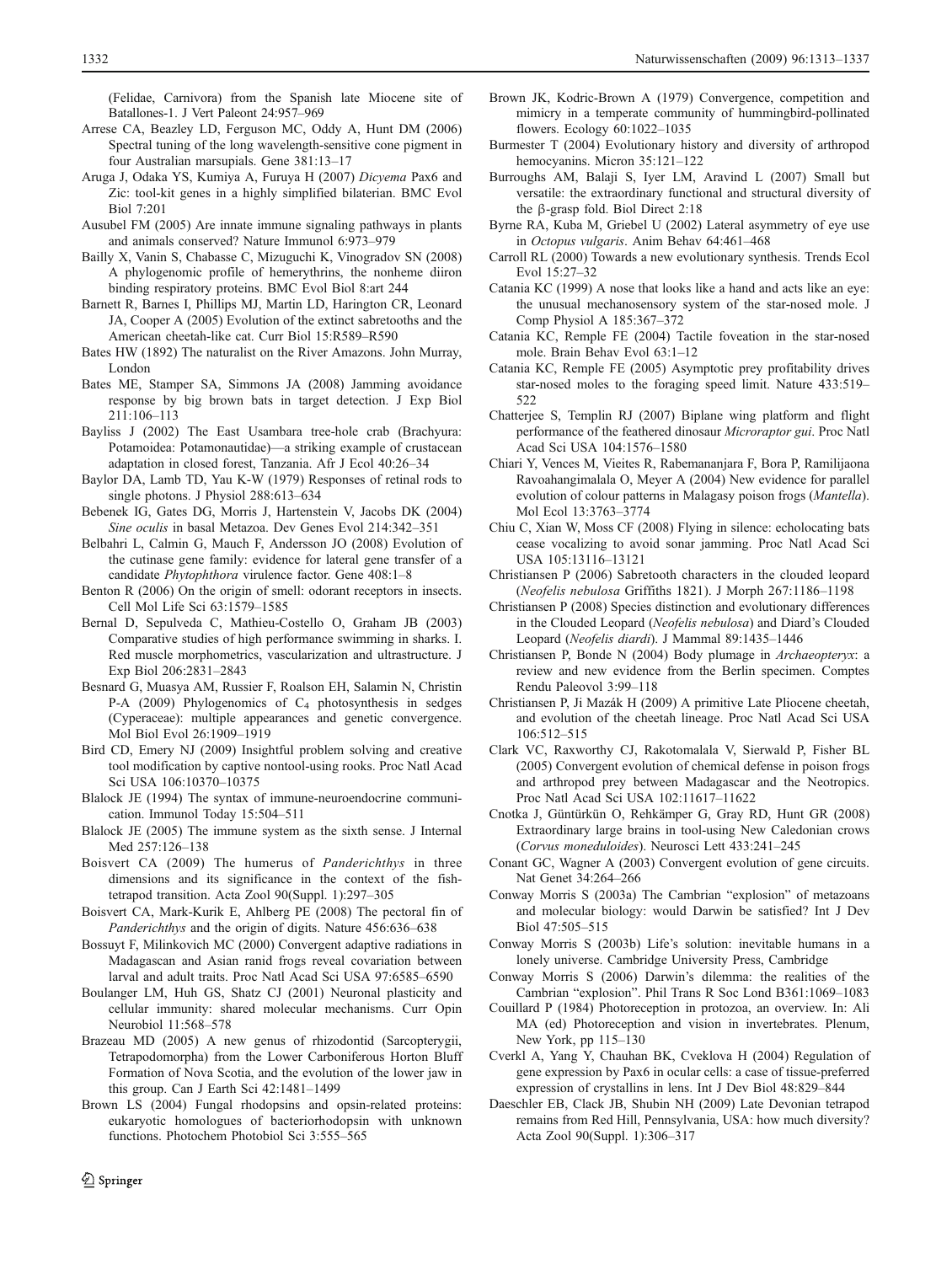(Felidae, Carnivora) from the Spanish late Miocene site of Batallones-1. J Vert Paleont 24:957–969

Arrese CA, Beazley LD, Ferguson MC, Oddy A, Hunt DM (2006) Spectral tuning of the long wavelength-sensitive cone pigment in four Australian marsupials. Gene 381:13–17

Aruga J, Odaka YS, Kumiya A, Furuya H (2007) *Dicyema* Pax6 and Zic: tool-kit genes in a highly simplified bilaterian. BMC Evol Biol 7:201

Ausubel FM (2005) Are innate immune signaling pathways in plants and animals conserved? Nature Immunol 6:973–979

Bailly X, Vanin S, Chabasse C, Mizuguchi K, Vinogradov SN (2008) A phylogenomic profile of hemerythrins, the nonheme diiron binding respiratory proteins. BMC Evol Biol 8:art 244

Barnett R, Barnes I, Phillips MJ, Martin LD, Harington CR, Leonard JA, Cooper A (2005) Evolution of the extinct sabretooths and the American cheetah-like cat. Curr Biol 15:R589–R590

Bates HW (1892) The naturalist on the River Amazons. John Murray, London

Bates ME, Stamper SA, Simmons JA (2008) Jamming avoidance response by big brown bats in target detection. J Exp Biol 211:106–113

Bayliss J (2002) The East Usambara tree-hole crab (Brachyura: Potamoidea: Potamonautidae)—a striking example of crustacean adaptation in closed forest, Tanzania. Afr J Ecol 40:26–34

Baylor DA, Lamb TD, Yau K-W (1979) Responses of retinal rods to single photons. J Physiol 288:613–634

Bebenek IG, Gates DG, Morris J, Hartenstein V, Jacobs DK (2004) *Sine oculis* in basal Metazoa. Dev Genes Evol 214:342–351

Belbahri L, Calmin G, Mauch F, Andersson JO (2008) Evolution of the cutinase gene family: evidence for lateral gene transfer of a candidate *Phytophthora* virulence factor. Gene 408:1–8

Benton R (2006) On the origin of smell: odorant receptors in insects. Cell Mol Life Sci 63:1579–1585

Bernal D, Sepulveda C, Mathieu-Costello O, Graham JB (2003) Comparative studies of high performance swimming in sharks. I. Red muscle morphometrics, vascularization and ultrastructure. J Exp Biol 206:2831–2843

Besnard G, Muasya AM, Russier F, Roalson EH, Salamin N, Christin P-A (2009) Phylogenomics of $C_4$ photosynthesis in sedges (Cyperaceae): multiple appearances and genetic convergence. Mol Biol Evol 26:1909–1919

Bird CD, Emery NJ (2009) Insightful problem solving and creative tool modification by captive nontool-using rooks. Proc Natl Acad Sci USA 106:10370–10375

Blalock JE (1994) The syntax of immune-neuroendocrine communication. Immunol Today 15:504–511

Blalock JE (2005) The immune system as the sixth sense. J Internal Med 257:126–138

Boisvert CA (2009) The humerus of *Panderichthys* in three dimensions and its significance in the context of the fish-tetrapod transition. Acta Zool 90(Suppl. 1):297–305

Boisvert CA, Mark-Kurik E, Ahlberg PE (2008) The pectoral fin of *Panderichthys* and the origin of digits. Nature 456:636–638

Bossuyt F, Milinkovich MC (2000) Convergent adaptive radiations in Madagascan and Asian ranid frogs reveal covariation between larval and adult traits. Proc Natl Acad Sci USA 97:6585–6590

Boulanger LM, Huh GS, Shatz CJ (2001) Neuronal plasticity and cellular immunity: shared molecular mechanisms. Curr Opin Neurobiol 11:568–578

Brazeau MD (2005) A new genus of rhizodontid (Sarcopterygii, Tetrapodomorpha) from the Lower Carboniferous Horton Bluff Formation of Nova Scotia, and the evolution of the lower jaw in this group. Can J Earth Sci 42:1481–1499

Brown LS (2004) Fungal rhodopsins and opsin-related proteins: eukaryotic homologues of bacteriorhodopsin with unknown functions. Photochem Photobiol Sci 3:555–565

Brown JK, Kodric-Brown A (1979) Convergence, competition and mimicry in a temperate community of hummingbird-pollinated flowers. Ecology 60:1022–1035

Burmester T (2004) Evolutionary history and diversity of arthropod hemocyanins. Micron 35:121–122

Burroughs AM, Balaji S, Iyer LM, Aravind L (2007) Small but versatile: the extraordinary functional and structural diversity of the β-grasp fold. Biol Direct 2:18

Byrne RA, Kuba M, Griebel U (2002) Lateral asymmetry of eye use in *Octopus vulgaris*. Anim Behav 64:461–468

Carroll RL (2000) Towards a new evolutionary synthesis. Trends Ecol Evol 15:27–32

Catania KC (1999) A nose that looks like a hand and acts like an eye: the unusual mechanosensory system of the star-nosed mole. J Comp Physiol A 185:367–372

Catania KC, Remple FE (2004) Tactile foveation in the star-nosed mole. Brain Behav Evol 63:1–12

Catania KC, Remple FE (2005) Asymptotic prey profitability drives star-nosed moles to the foraging speed limit. Nature 433:519–522

Chatterjee S, Templin RJ (2007) Biplane wing platform and flight performance of the feathered dinosaur *Microraptor gui*. Proc Natl Acad Sci USA 104:1576–1580

Chiari Y, Vences M, Vieites R, Rabemananjara F, Bora P, Ramilijaona Ravoahangimalala O, Meyer A (2004) New evidence for parallel evolution of colour patterns in Malagasy poison frogs (*Mantella*). Mol Ecol 13:3763–3774

Chiu C, Xian W, Moss CF (2008) Flying in silence: echolocating bats cease vocalizing to avoid sonar jamming. Proc Natl Acad Sci USA 105:13116–13121

Christiansen P (2006) Sabretooth characters in the clouded leopard (*Neofelis nebulosa* Griffiths 1821). J Morph 267:1186–1198

Christiansen P (2008) Species distinction and evolutionary differences in the Clouded Leopard (*Neofelis nebulosa*) and Diard's Clouded Leopard (*Neofelis diardi*). J Mammal 89:1435–1446

Christiansen P, Bonde N (2004) Body plumage in *Archaeopteryx*: a review and new evidence from the Berlin specimen. Comptes Rendu Paleovol 3:99–118

Christiansen P, Ji Mazák H (2009) A primitive Late Pliocene cheetah, and evolution of the cheetah lineage. Proc Natl Acad Sci USA 106:512–515

Clark VC, Raxworthy CJ, Rakotomalala V, Sierwald P, Fisher BL (2005) Convergent evolution of chemical defense in poison frogs and arthropod prey between Madagascar and the Neotropics. Proc Natl Acad Sci USA 102:11617–11622

Cnotka J, Güntürkün O, Rehkämper G, Gray RD, Hunt GR (2008) Extraordinary large brains in tool-using New Caledonian crows (*Corvus moneduloides*). Neurosci Lett 433:241–245

Conant GC, Wagner A (2003) Convergent evolution of gene circuits. Nat Genet 34:264–266

Conway Morris S (2003a) The Cambrian "explosion" of metazoans and molecular biology: would Darwin be satisfied? Int J Dev Biol 47:505–515

Conway Morris S (2003b) Life's solution: inevitable humans in a lonely universe. Cambridge University Press, Cambridge

Conway Morris S (2006) Darwin's dilemma: the realities of the Cambrian "explosion". Phil Trans R Soc Lond B361:1069–1083

Couillard P (1984) Photoreception in protozoa, an overview. In: Ali MA (ed) Photoreception and vision in invertebrates. Plenum, New York, pp 115–130

Cverkl A, Yang Y, Chauhan BK, Cveklova H (2004) Regulation of gene expression by Pax6 in ocular cells: a case of tissue-preferred expression of crystallins in lens. Int J Dev Biol 48:829–844

Daeschler EB, Clack JB, Shubin NH (2009) Late Devonian tetrapod remains from Red Hill, Pennsylvania, USA: how much diversity? Acta Zool 90(Suppl. 1):306–317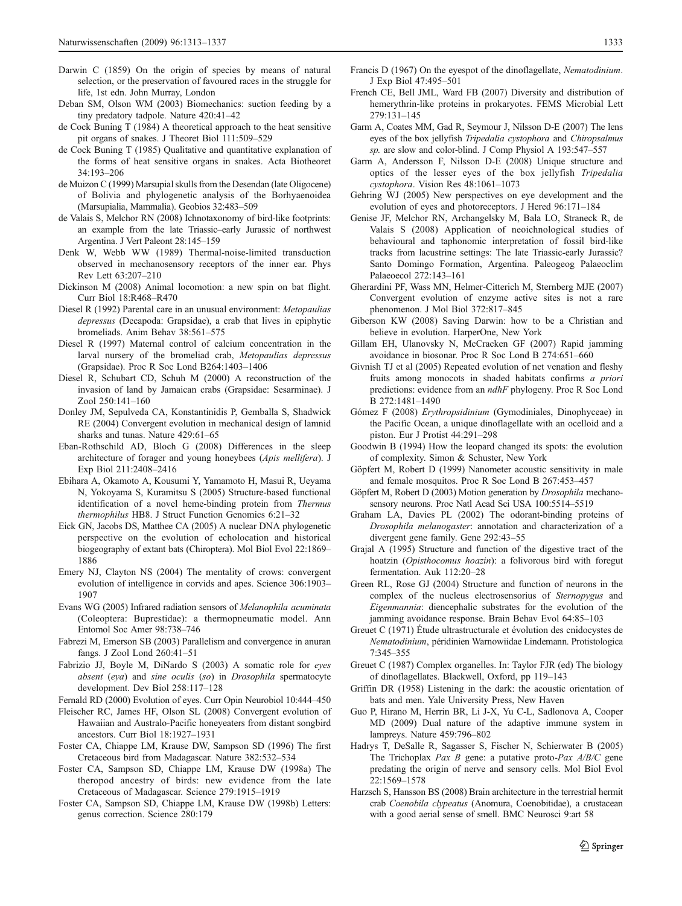Darwin C (1859) On the origin of species by means of natural selection, or the preservation of favoured races in the struggle for life, 1st edn. John Murray, London

Deban SM, Olson WM (2003) Biomechanics: suction feeding by a tiny predatory tadpole. Nature 420:41–42

de Cock Buning T (1984) A theoretical approach to the heat sensitive pit organs of snakes. J Theoret Biol 111:509–529

de Cock Buning T (1985) Qualitative and quantitative explanation of the forms of heat sensitive organs in snakes. Acta Biotheoret 34:193–206

de Muizon C (1999) Marsupial skulls from the Desendan (late Oligocene) of Bolivia and phylogenetic analysis of the Borhyaenoidea (Marsupialia, Mammalia). Geobios 32:483–509

de Valais S, Melchor RN (2008) Ichnotaxonomy of bird-like footprints: an example from the late Triassic–early Jurassic of northwest Argentina. J Vert Paleont 28:145–159

Denk W, Webb WW (1989) Thermal-noise-limited transduction observed in mechanosensory receptors of the inner ear. Phys Rev Lett 63:207–210

Dickinson M (2008) Animal locomotion: a new spin on bat flight. Curr Biol 18:R468–R470

Diesel R (1992) Parental care in an unusual environment: *Metopaulias depressus* (Decapoda: Grapsidae), a crab that lives in epiphytic bromeliads. Anim Behav 38:561–575

Diesel R (1997) Maternal control of calcium concentration in the larval nursery of the bromeliad crab, *Metopaulias depressus* (Grapsidae). Proc R Soc Lond B264:1403–1406

Diesel R, Schubart CD, Schuh M (2000) A reconstruction of the invasion of land by Jamaican crabs (Grapsidae: Sesarminae). J Zool 250:141–160

Donley JM, Sepulveda CA, Konstantinidis P, Gemballa S, Shadwick RE (2004) Convergent evolution in mechanical design of lamnid sharks and tunas. Nature 429:61–65

Eban-Rothschild AD, Bloch G (2008) Differences in the sleep architecture of forager and young honeybees (*Apis mellifera*). J Exp Biol 211:2408–2416

Ebihara A, Okamoto A, Kousumi Y, Yamamoto H, Masui R, Ueyama N, Yokoyama S, Kuramitsu S (2005) Structure-based functional identification of a novel heme-binding protein from *Thermus thermophilus* HB8. J Struct Function Genomics 6:21–32

Eick GN, Jacobs DS, Matthee CA (2005) A nuclear DNA phylogenetic perspective on the evolution of echolocation and historical biogeography of extant bats (Chiroptera). Mol Biol Evol 22:1869–1886

Emery NJ, Clayton NS (2004) The mentality of crows: convergent evolution of intelligence in corvids and apes. Science 306:1903–1907

Evans WG (2005) Infrared radiation sensors of *Melanophila acuminata* (Coleoptera: Buprestidae): a thermopneumatic model. Ann Entomol Soc Amer 98:738–746

Fabrezi M, Emerson SB (2003) Parallelism and convergence in anuran fangs. J Zool Lond 260:41–51

Fabrizio JJ, Boyle M, DiNardo S (2003) A somatic role for *eyes absent* (*eya*) and *sine oculis* (*so*) in *Drosophila* spermatocyte development. Dev Biol 258:117–128

Fernald RD (2000) Evolution of eyes. Curr Opin Neurobiol 10:444–450

Fleischer RC, James HF, Olson SL (2008) Convergent evolution of Hawaiian and Australo-Pacific honeyeaters from distant songbird ancestors. Curr Biol 18:1927–1931

Foster CA, Chiappe LM, Krause DW, Sampson SD (1996) The first Cretaceous bird from Madagascar. Nature 382:532–534

Foster CA, Sampson SD, Chiappe LM, Krause DW (1998a) The theropod ancestry of birds: new evidence from the late Cretaceous of Madagascar. Science 279:1915–1919

Foster CA, Sampson SD, Chiappe LM, Krause DW (1998b) Letters: genus correction. Science 280:179

Francis D (1967) On the eyespot of the dinoflagellate, *Nematodinium*. J Exp Biol 47:495–501

French CE, Bell JML, Ward FB (2007) Diversity and distribution of hemerythrin-like proteins in prokaryotes. FEMS Microbial Lett 279:131–145

Garm A, Coates MM, Gad R, Seymour J, Nilsson D-E (2007) The lens eyes of the box jellyfish *Tripedalia cystophora* and *Chiropsalmus sp.* are slow and color-blind. J Comp Physiol A 193:547–557

Garm A, Andersson F, Nilsson D-E (2008) Unique structure and optics of the lesser eyes of the box jellyfish *Tripedalia cystophora*. Vision Res 48:1061–1073

Gehring WJ (2005) New perspectives on eye development and the evolution of eyes and photoreceptors. J Hered 96:171–184

Genise JF, Melchor RN, Archangelsky M, Bala LO, Straneck R, de Valais S (2008) Application of neoichnological studies of behavioural and taphonomic interpretation of fossil bird-like tracks from lacustrine settings: The late Triassic-early Jurassic? Santo Domingo Formation, Argentina. Paleogeog Palaeoclim Palaeoecol 272:143–161

Gherardini PF, Wass MN, Helmer-Citterich M, Sternberg MJE (2007) Convergent evolution of enzyme active sites is not a rare phenomenon. J Mol Biol 372:817–845

Giberson KW (2008) Saving Darwin: how to be a Christian and believe in evolution. HarperOne, New York

Gillam EH, Ulanovsky N, McCracken GF (2007) Rapid jamming avoidance in biosonar. Proc R Soc Lond B 274:651–660

Givnish TJ et al (2005) Repeated evolution of net venation and fleshy fruits among monocots in shaded habitats confirms *a priori* predictions: evidence from an *ndhF* phylogeny. Proc R Soc Lond B 272:1481–1490

Gómez F (2008) *Erythropsidinium* (Gymodiniales, Dinophyceae) in the Pacific Ocean, a unique dinoflagellate with an ocelloid and a piston. Eur J Protist 44:291–298

Goodwin B (1994) How the leopard changed its spots: the evolution of complexity. Simon & Schuster, New York

Göpfert M, Robert D (1999) Nanometer acoustic sensitivity in male and female mosquitos. Proc R Soc Lond B 267:453–457

Göpfert M, Robert D (2003) Motion generation by *Drosophila* mechanosensory neurons. Proc Natl Acad Sci USA 100:5514–5519

Graham LA, Davies PL (2002) The odorant-binding proteins of *Drosophila melanogaster*: annotation and characterization of a divergent gene family. Gene 292:43–55

Grajal A (1995) Structure and function of the digestive tract of the hoatzin (*Opisthocomus hoazin*): a folivorous bird with foregut fermentation. Auk 112:20–28

Green RL, Rose GJ (2004) Structure and function of neurons in the complex of the nucleus electrosensorius of *Sternopygus* and *Eigenmannia*: diencephalic substrates for the evolution of the jamming avoidance response. Brain Behav Evol 64:85–103

Greuet C (1971) Étude ultrastructurale et évolution des cnidocystes de *Nematodinium*, péridinien Warnowiidae Lindemann. Protistologica 7:345–355

Greuet C (1987) Complex organelles. In: Taylor FJR (ed) The biology of dinoflagellates. Blackwell, Oxford, pp 119–143

Griffin DR (1958) Listening in the dark: the acoustic orientation of bats and men. Yale University Press, New Haven

Guo P, Hirano M, Herrin BR, Li J-X, Yu C-L, Sadlonova A, Cooper MD (2009) Dual nature of the adaptive immune system in lampreys. Nature 459:796–802

Hadrys T, DeSalle R, Sagasser S, Fischer N, Schierwater B (2005) The Trichoplax *Pax B* gene: a putative proto-*Pax A/B/C* gene predating the origin of nerve and sensory cells. Mol Biol Evol 22:1569–1578

Harzsch S, Hansson BS (2008) Brain architecture in the terrestrial hermit crab *Coenobila clypeatus* (Anomura, Coenobitidae), a crustacean with a good aerial sense of smell. BMC Neurosci 9:art 58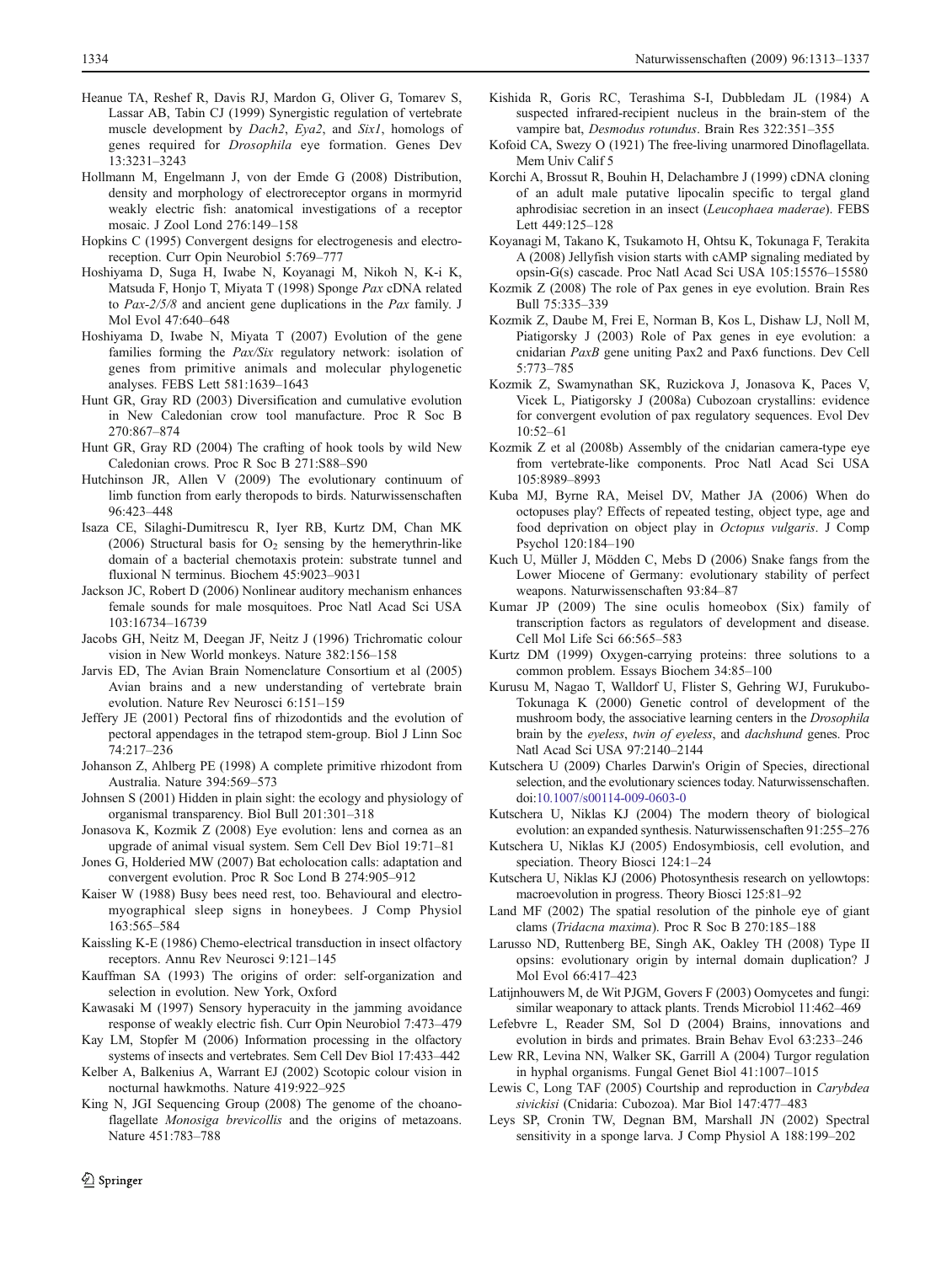Heanue TA, Reshef R, Davis RJ, Mardon G, Oliver G, Tomarev S, Lassar AB, Tabin CJ (1999) Synergistic regulation of vertebrate muscle development by *Dach2*, *Eya2*, and *Six1*, homologs of genes required for *Drosophila* eye formation. Genes Dev 13:3231–3243

Hollmann M, Engelmann J, von der Emde G (2008) Distribution, density and morphology of electroreceptor organs in mormyrid weakly electric fish: anatomical investigations of a receptor mosaic. J Zool Lond 276:149–158

Hopkins C (1995) Convergent designs for electrogenesis and electroreception. Curr Opin Neurobiol 5:769–777

Hoshiyama D, Suga H, Iwabe N, Koyanagi M, Nikoh N, K-i K, Matsuda F, Honjo T, Miyata T (1998) Sponge *Pax* cDNA related to *Pax-2/5/8* and ancient gene duplications in the *Pax* family. J Mol Evol 47:640–648

Hoshiyama D, Iwabe N, Miyata T (2007) Evolution of the gene families forming the *Pax/Six* regulatory network: isolation of genes from primitive animals and molecular phylogenetic analyses. FEBS Lett 581:1639–1643

Hunt GR, Gray RD (2003) Diversification and cumulative evolution in New Caledonian crow tool manufacture. Proc R Soc B 270:867–874

Hunt GR, Gray RD (2004) The crafting of hook tools by wild New Caledonian crows. Proc R Soc B 271:S88–S90

Hutchinson JR, Allen V (2009) The evolutionary continuum of limb function from early theropods to birds. Naturwissenschaften 96:423–448

Isaza CE, Silaghi-Dumitrescu R, Iyer RB, Kurtz DM, Chan MK (2006) Structural basis for $O_2$ sensing by the hemerythrin-like domain of a bacterial chemotaxis protein: substrate tunnel and fluxional N terminus. Biochem 45:9023–9031

Jackson JC, Robert D (2006) Nonlinear auditory mechanism enhances female sounds for male mosquitoes. Proc Natl Acad Sci USA 103:16734–16739

Jacobs GH, Neitz M, Deegan JF, Neitz J (1996) Trichromatic colour vision in New World monkeys. Nature 382:156–158

Jarvis ED, The Avian Brain Nomenclature Consortium et al (2005) Avian brains and a new understanding of vertebrate brain evolution. Nature Rev Neurosci 6:151–159

Jeffery JE (2001) Pectoral fins of rhizodontids and the evolution of pectoral appendages in the tetrapod stem-group. Biol J Linn Soc 74:217–236

Johanson Z, Ahlberg PE (1998) A complete primitive rhizodont from Australia. Nature 394:569–573

Johnsen S (2001) Hidden in plain sight: the ecology and physiology of organismal transparency. Biol Bull 201:301–318

Jonasova K, Kozmik Z (2008) Eye evolution: lens and cornea as an upgrade of animal visual system. Sem Cell Dev Biol 19:71–81

Jones G, Holderied MW (2007) Bat echolocation calls: adaptation and convergent evolution. Proc R Soc Lond B 274:905–912

Kaiser W (1988) Busy bees need rest, too. Behavioural and electromyographical sleep signs in honeybees. J Comp Physiol 163:565–584

Kaissling K-E (1986) Chemo-electrical transduction in insect olfactory receptors. Annu Rev Neurosci 9:121–145

Kauffman SA (1993) The origins of order: self-organization and selection in evolution. New York, Oxford

Kawasaki M (1997) Sensory hyperacuity in the jamming avoidance response of weakly electric fish. Curr Opin Neurobiol 7:473–479

Kay LM, Stopfer M (2006) Information processing in the olfactory systems of insects and vertebrates. Sem Cell Dev Biol 17:433–442

Kelber A, Balkenius A, Warrant EJ (2002) Scotopic colour vision in nocturnal hawkmoths. Nature 419:922–925

King N, JGI Sequencing Group (2008) The genome of the choanoflagellate *Monosiga brevicollis* and the origins of metazoans. Nature 451:783–788

Kishida R, Goris RC, Terashima S-I, Dubbledam JL (1984) A suspected infrared-recipient nucleus in the brain-stem of the vampire bat, *Desmodus rotundus*. Brain Res 322:351–355

Kofoid CA, Swezy O (1921) The free-living unarmored Dinoflagellata. Mem Univ Calif 5

Korchi A, Brossut R, Bouhin H, Delachambre J (1999) cDNA cloning of an adult male putative lipocalin specific to tergal gland aphrodisiac secretion in an insect (*Leucophaea maderae*). FEBS Lett 449:125–128

Koyanagi M, Takano K, Tsukamoto H, Ohtsu K, Tokunaga F, Terakita A (2008) Jellyfish vision starts with cAMP signaling mediated by opsin-G(s) cascade. Proc Natl Acad Sci USA 105:15576–15580

Kozmik Z (2008) The role of Pax genes in eye evolution. Brain Res Bull 75:335–339

Kozmik Z, Daube M, Frei E, Norman B, Kos L, Dishaw LJ, Noll M, Piatigorsky J (2003) Role of Pax genes in eye evolution: a cnidarian *PaxB* gene uniting Pax2 and Pax6 functions. Dev Cell 5:773–785

Kozmik Z, Swamynathan SK, Ruzickova J, Jonasova K, Paces V, Vicek L, Piatigorsky J (2008a) Cubozoan crystallins: evidence for convergent evolution of pax regulatory sequences. Evol Dev 10:52–61

Kozmik Z et al (2008b) Assembly of the cnidarian camera-type eye from vertebrate-like components. Proc Natl Acad Sci USA 105:8989–8993

Kuba MJ, Byrne RA, Meisel DV, Mather JA (2006) When do octopuses play? Effects of repeated testing, object type, age and food deprivation on object play in *Octopus vulgaris*. J Comp Psychol 120:184–190

Kuch U, Müller J, Mödden C, Mebs D (2006) Snake fangs from the Lower Miocene of Germany: evolutionary stability of perfect weapons. Naturwissenschaften 93:84–87

Kumar JP (2009) The sine oculis homeobox (Six) family of transcription factors as regulators of development and disease. Cell Mol Life Sci 66:565–583

Kurtz DM (1999) Oxygen-carrying proteins: three solutions to a common problem. Essays Biochem 34:85–100

Kurusu M, Nagao T, Walldorf U, Flister S, Gehring WJ, Furukubo-Tokunaga K (2000) Genetic control of development of the mushroom body, the associative learning centers in the *Drosophila* brain by the *eyeless*, *twin of eyeless*, and *dachshund* genes. Proc Natl Acad Sci USA 97:2140–2144

Kutschera U (2009) Charles Darwin's Origin of Species, directional selection, and the evolutionary sciences today. Naturwissenschaften. doi:10.1007/s00114-009-0603-0

Kutschera U, Niklas KJ (2004) The modern theory of biological evolution: an expanded synthesis. Naturwissenschaften 91:255–276

Kutschera U, Niklas KJ (2005) Endosymbiosis, cell evolution, and speciation. Theory Biosci 124:1–24

Kutschera U, Niklas KJ (2006) Photosynthesis research on yellowtops: macroevolution in progress. Theory Biosci 125:81–92

Land MF (2002) The spatial resolution of the pinhole eye of giant clams (*Tridacna maxima*). Proc R Soc B 270:185–188

Larusso ND, Ruttenberg BE, Singh AK, Oakley TH (2008) Type II opsins: evolutionary origin by internal domain duplication? J Mol Evol 66:417–423

Latijnhouwers M, de Wit PJGM, Govers F (2003) Oomycetes and fungi: similar weaponary to attack plants. Trends Microbiol 11:462–469

Lefebvre L, Reader SM, Sol D (2004) Brains, innovations and evolution in birds and primates. Brain Behav Evol 63:233–246

Lew RR, Levina NN, Walker SK, Garrill A (2004) Turgor regulation in hyphal organisms. Fungal Genet Biol 41:1007–1015

Lewis C, Long TAF (2005) Courtship and reproduction in *Carybdea sivickisi* (Cnidaria: Cubozoa). Mar Biol 147:477–483

Leys SP, Cronin TW, Degnan BM, Marshall JN (2002) Spectral sensitivity in a sponge larva. J Comp Physiol A 188:199–202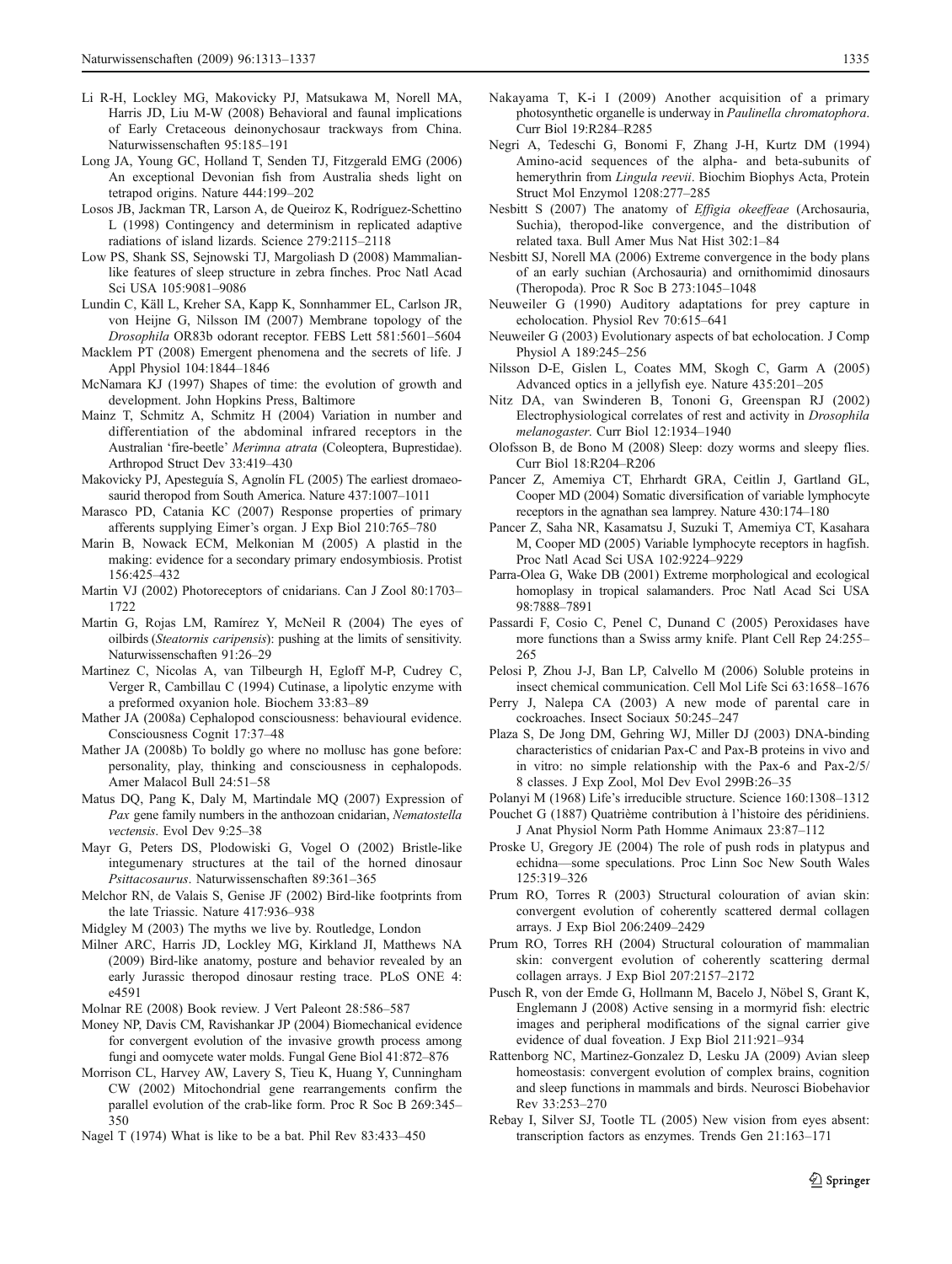Li R-H, Lockley MG, Makovicky PJ, Matsukawa M, Norell MA, Harris JD, Liu M-W (2008) Behavioral and faunal implications of Early Cretaceous deinonychosaur trackways from China. Naturwissenschaften 95:185–191

Long JA, Young GC, Holland T, Senden TJ, Fitzgerald EMG (2006) An exceptional Devonian fish from Australia sheds light on tetrapod origins. Nature 444:199–202

Losos JB, Jackman TR, Larson A, de Queiroz K, Rodríguez-Schettino L (1998) Contingency and determinism in replicated adaptive radiations of island lizards. Science 279:2115–2118

Low PS, Shank SS, Sejnowski TJ, Margoliash D (2008) Mammalian-like features of sleep structure in zebra finches. Proc Natl Acad Sci USA 105:9081–9086

Lundin C, Käll L, Kreher SA, Kapp K, Sonnhammer EL, Carlson JR, von Heijne G, Nilsson IM (2007) Membrane topology of the *Drosophila* OR83b odorant receptor. FEBS Lett 581:5601–5604

Macklem PT (2008) Emergent phenomena and the secrets of life. J Appl Physiol 104:1844–1846

McNamara KJ (1997) Shapes of time: the evolution of growth and development. John Hopkins Press, Baltimore

Mainz T, Schmitz A, Schmitz H (2004) Variation in number and differentiation of the abdominal infrared receptors in the Australian 'fire-beetle' *Merimna atrata* (Coleoptera, Buprestidae). Arthropod Struct Dev 33:419–430

Makovicky PJ, Apesteguía S, Agnolín FL (2005) The earliest dromaeosaurid theropod from South America. Nature 437:1007–1011

Marasco PD, Catania KC (2007) Response properties of primary afferents supplying Eimer's organ. J Exp Biol 210:765–780

Marin B, Nowack ECM, Melkonian M (2005) A plastid in the making: evidence for a secondary primary endosymbiosis. Protist 156:425–432

Martin VJ (2002) Photoreceptors of cnidarians. Can J Zool 80:1703–1722

Martin G, Rojas LM, Ramírez Y, McNeil R (2004) The eyes of oilbirds (*Steatornis caripensis*): pushing at the limits of sensitivity. Naturwissenschaften 91:26–29

Martinez C, Nicolas A, van Tilbeurgh H, Egloff M-P, Cudrey C, Verger R, Cambillau C (1994) Cutinase, a lipolytic enzyme with a preformed oxyanion hole. Biochem 33:83–89

Mather JA (2008a) Cephalopod consciousness: behavioural evidence. Consciousness Cognit 17:37–48

Mather JA (2008b) To boldly go where no mollusc has gone before: personality, play, thinking and consciousness in cephalopods. Amer Malacol Bull 24:51–58

Matus DQ, Pang K, Daly M, Martindale MQ (2007) Expression of *Pax* gene family numbers in the anthozoan cnidarian, *Nematostella vectensis*. Evol Dev 9:25–38

Mayr G, Peters DS, Plodowiski G, Vogel O (2002) Bristle-like integumenary structures at the tail of the horned dinosaur *Psittacosaurus*. Naturwissenschaften 89:361–365

Melchor RN, de Valais S, Genise JF (2002) Bird-like footprints from the late Triassic. Nature 417:936–938

Midgley M (2003) The myths we live by. Routledge, London

Milner ARC, Harris JD, Lockley MG, Kirkland JI, Matthews NA (2009) Bird-like anatomy, posture and behavior revealed by an early Jurassic theropod dinosaur resting trace. PLoS ONE 4: e4591

Molnar RE (2008) Book review. J Vert Paleont 28:586–587

Money NP, Davis CM, Ravishankar JP (2004) Biomechanical evidence for convergent evolution of the invasive growth process among fungi and oomycete water molds. Fungal Gene Biol 41:872–876

Morrison CL, Harvey AW, Lavery S, Tieu K, Huang Y, Cunningham CW (2002) Mitochondrial gene rearrangements confirm the parallel evolution of the crab-like form. Proc R Soc B 269:345–350

Nagel T (1974) What is like to be a bat. Phil Rev 83:433–450

Nakayama T, K-i I (2009) Another acquisition of a primary photosynthetic organelle is underway in *Paulinella chromatophora*. Curr Biol 19:R284–R285

Negri A, Tedeschi G, Bonomi F, Zhang J-H, Kurtz DM (1994) Amino-acid sequences of the alpha- and beta-subunits of hemerythrin from *Lingula reevii*. Biochim Biophys Acta, Protein Struct Mol Enzymol 1208:277–285

Nesbitt S (2007) The anatomy of *Effigia okeeffeae* (Archosauria, Suchia), theropod-like convergence, and the distribution of related taxa. Bull Amer Mus Nat Hist 302:1–84

Nesbitt SJ, Norell MA (2006) Extreme convergence in the body plans of an early suchian (Archosauria) and ornithomimid dinosaurs (Theropoda). Proc R Soc B 273:1045–1048

Neuweiler G (1990) Auditory adaptations for prey capture in echolocation. Physiol Rev 70:615–641

Neuweiler G (2003) Evolutionary aspects of bat echolocation. J Comp Physiol A 189:245–256

Nilsson D-E, Gislen L, Coates MM, Skogh C, Garm A (2005) Advanced optics in a jellyfish eye. Nature 435:201–205

Nitz DA, van Swinderen B, Tononi G, Greenspan RJ (2002) Electrophysiological correlates of rest and activity in *Drosophila melanogaster*. Curr Biol 12:1934–1940

Olofsson B, de Bono M (2008) Sleep: dozy worms and sleepy flies. Curr Biol 18:R204–R206

Pancer Z, Amemiya CT, Ehrhardt GRA, Ceitlin J, Gartland GL, Cooper MD (2004) Somatic diversification of variable lymphocyte receptors in the agnathan sea lamprey. Nature 430:174–180

Pancer Z, Saha NR, Kasamatsu J, Suzuki T, Amemiya CT, Kasahara M, Cooper MD (2005) Variable lymphocyte receptors in hagfish. Proc Natl Acad Sci USA 102:9224–9229

Parra-Olea G, Wake DB (2001) Extreme morphological and ecological homoplasy in tropical salamanders. Proc Natl Acad Sci USA 98:7888–7891

Passardi F, Cosio C, Penel C, Dunand C (2005) Peroxidases have more functions than a Swiss army knife. Plant Cell Rep 24:255–265

Pelosi P, Zhou J-J, Ban LP, Calvello M (2006) Soluble proteins in insect chemical communication. Cell Mol Life Sci 63:1658–1676

Perry J, Nalepa CA (2003) A new mode of parental care in cockroaches. Insect Sociaux 50:245–247

Plaza S, De Jong DM, Gehring WJ, Miller DJ (2003) DNA-binding characteristics of cnidarian Pax-C and Pax-B proteins in vivo and in vitro: no simple relationship with the Pax-6 and Pax-2/5/8 classes. J Exp Zool, Mol Dev Evol 299B:26–35

Polanyi M (1968) Life's irreducible structure. Science 160:1308–1312

Pouchet G (1887) Quatrième contribution à l'histoire des péridiniens. J Anat Physiol Norm Path Homme Animaux 23:87–112

Proske U, Gregory JE (2004) The role of push rods in platypus and echidna—some speculations. Proc Linn Soc New South Wales 125:319–326

Prum RO, Torres R (2003) Structural colouration of avian skin: convergent evolution of coherently scattered dermal collagen arrays. J Exp Biol 206:2409–2429

Prum RO, Torres RH (2004) Structural colouration of mammalian skin: convergent evolution of coherently scattering dermal collagen arrays. J Exp Biol 207:2157–2172

Pusch R, von der Emde G, Hollmann M, Bacelo J, Nöbel S, Grant K, Englemann J (2008) Active sensing in a mormyrid fish: electric images and peripheral modifications of the signal carrier give evidence of dual foveation. J Exp Biol 211:921–934

Rattenborg NC, Martinez-Gonzalez D, Lesku JA (2009) Avian sleep homeostasis: convergent evolution of complex brains, cognition and sleep functions in mammals and birds. Neurosci Biobehavior Rev 33:253–270

Rebay I, Silver SJ, Tootle TL (2005) New vision from eyes absent: transcription factors as enzymes. Trends Gen 21:163–171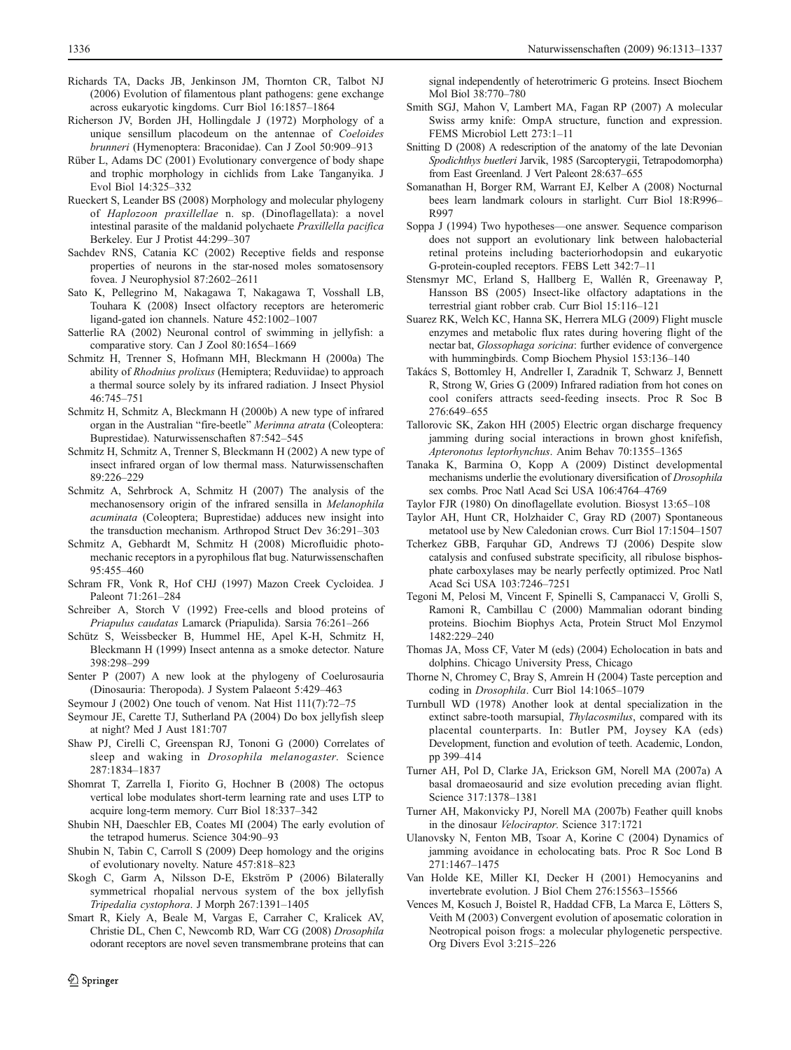Richards TA, Dacks JB, Jenkinson JM, Thornton CR, Talbot NJ (2006) Evolution of filamentous plant pathogens: gene exchange across eukaryotic kingdoms. Curr Biol 16:1857–1864

Richerson JV, Borden JH, Hollingdale J (1972) Morphology of a unique sensillum placodeum on the antennae of *Coeloides brunneri* (Hymenoptera: Braconidae). Can J Zool 50:909–913

Rüber L, Adams DC (2001) Evolutionary convergence of body shape and trophic morphology in cichlids from Lake Tanganyika. J Evol Biol 14:325–332

Rueckert S, Leander BS (2008) Morphology and molecular phylogeny of *Haplozoon praxillellae* n. sp. (Dinoflagellata): a novel intestinal parasite of the maldanid polychaete *Praxillella pacifica* Berkeley. Eur J Protist 44:299–307

Sachdev RNS, Catania KC (2002) Receptive fields and response properties of neurons in the star-nosed moles somatosensory fovea. J Neurophysiol 87:2602–2611

Sato K, Pellegrino M, Nakagawa T, Nakagawa T, Vosshall LB, Touhara K (2008) Insect olfactory receptors are heteromeric ligand-gated ion channels. Nature 452:1002–1007

Satterlie RA (2002) Neuronal control of swimming in jellyfish: a comparative story. Can J Zool 80:1654–1669

Schmitz H, Trenner S, Hofmann MH, Bleckmann H (2000a) The ability of *Rhodnius prolixus* (Hemiptera; Reduviidae) to approach a thermal source solely by its infrared radiation. J Insect Physiol 46:745–751

Schmitz H, Schmitz A, Bleckmann H (2000b) A new type of infrared organ in the Australian "fire-beetle" *Merimna atrata* (Coleoptera: Buprestidae). Naturwissenschaften 87:542–545

Schmitz H, Schmitz A, Trenner S, Bleckmann H (2002) A new type of insect infrared organ of low thermal mass. Naturwissenschaften 89:226–229

Schmitz A, Sehrbrock A, Schmitz H (2007) The analysis of the mechanosensory origin of the infrared sensilla in *Melanophila acuminata* (Coleoptera; Buprestidae) adduces new insight into the transduction mechanism. Arthropod Struct Dev 36:291–303

Schmitz A, Gebhardt M, Schmitz H (2008) Microfluidic photomechanic receptors in a pyrophilous flat bug. Naturwissenschaften 95:455–460

Schram FR, Vonk R, Hof CHJ (1997) Mazon Creek Cycloidea. J Paleont 71:261–284

Schreiber A, Storch V (1992) Free-cells and blood proteins of *Priapulus caudatas* Lamarck (Priapulida). Sarsia 76:261–266

Schütz S, Weissbecker B, Hummel HE, Apel K-H, Schmitz H, Bleckmann H (1999) Insect antenna as a smoke detector. Nature 398:298–299

Senter P (2007) A new look at the phylogeny of Coelurosauria (Dinosauria: Theropoda). J System Palaeont 5:429–463

Seymour J (2002) One touch of venom. Nat Hist 111(7):72–75

Seymour JE, Carette TJ, Sutherland PA (2004) Do box jellyfish sleep at night? Med J Aust 181:707

Shaw PJ, Cirelli C, Greenspan RJ, Tononi G (2000) Correlates of sleep and waking in *Drosophila melanogaster*. Science 287:1834–1837

Shomrat T, Zarrella I, Fiorito G, Hochner B (2008) The octopus vertical lobe modulates short-term learning rate and uses LTP to acquire long-term memory. Curr Biol 18:337–342

Shubin NH, Daeschler EB, Coates MI (2004) The early evolution of the tetrapod humerus. Science 304:90–93

Shubin N, Tabin C, Carroll S (2009) Deep homology and the origins of evolutionary novelty. Nature 457:818–823

Skogh C, Garm A, Nilsson D-E, Ekström P (2006) Bilaterally symmetrical rhopalial nervous system of the box jellyfish *Tripedalia cystophora*. J Morph 267:1391–1405

Smart R, Kiely A, Beale M, Vargas E, Carraher C, Kralicek AV, Christie DL, Chen C, Newcomb RD, Warr CG (2008) *Drosophila* odorant receptors are novel seven transmembrane proteins that can signal independently of heterotrimeric G proteins. Insect Biochem Mol Biol 38:770–780

Smith SGJ, Mahon V, Lambert MA, Fagan RP (2007) A molecular Swiss army knife: OmpA structure, function and expression. FEMS Microbiol Lett 273:1–11

Snitting D (2008) A redescription of the anatomy of the late Devonian *Spodichthys buetleri* Jarvik, 1985 (Sarcopterygii, Tetrapodomorpha) from East Greenland. J Vert Paleont 28:637–655

Somanathan H, Borger RM, Warrant EJ, Kelber A (2008) Nocturnal bees learn landmark colours in starlight. Curr Biol 18:R996–R997

Soppa J (1994) Two hypotheses—one answer. Sequence comparison does not support an evolutionary link between halobacterial retinal proteins including bacteriorhodopsin and eukaryotic G-protein-coupled receptors. FEBS Lett 342:7–11

Stensmyr MC, Erland S, Hallberg E, Wallén R, Greenaway P, Hansson BS (2005) Insect-like olfactory adaptations in the terrestrial giant robber crab. Curr Biol 15:116–121

Suarez RK, Welch KC, Hanna SK, Herrera MLG (2009) Flight muscle enzymes and metabolic flux rates during hovering flight of the nectar bat, *Glossophaga soricina*: further evidence of convergence with hummingbirds. Comp Biochem Physiol 153:136–140

Takács S, Bottomley H, Andreller I, Zaradnik T, Schwarz J, Bennett R, Strong W, Gries G (2009) Infrared radiation from hot cones on cool conifers attracts seed-feeding insects. Proc R Soc B 276:649–655

Tallorovic SK, Zakon HH (2005) Electric organ discharge frequency jamming during social interactions in brown ghost knifefish, *Apteronotus leptorhynchus*. Anim Behav 70:1355–1365

Tanaka K, Barmina O, Kopp A (2009) Distinct developmental mechanisms underlie the evolutionary diversification of *Drosophila* sex combs. Proc Natl Acad Sci USA 106:4764–4769

Taylor FJR (1980) On dinoflagellate evolution. Biosyst 13:65–108

Taylor AH, Hunt CR, Holzhaider C, Gray RD (2007) Spontaneous metatool use by New Caledonian crows. Curr Biol 17:1504–1507

Tcherkez GBB, Farquhar GD, Andrews TJ (2006) Despite slow catalysis and confused substrate specificity, all ribulose bisphosphate carboxylases may be nearly perfectly optimized. Proc Natl Acad Sci USA 103:7246–7251

Tegoni M, Pelosi M, Vincent F, Spinelli S, Campanacci V, Grolli S, Ramoni R, Cambillau C (2000) Mammalian odorant binding proteins. Biochim Biophys Acta, Protein Struct Mol Enzymol 1482:229–240

Thomas JA, Moss CF, Vater M (eds) (2004) Echolocation in bats and dolphins. Chicago University Press, Chicago

Thorne N, Chromey C, Bray S, Amrein H (2004) Taste perception and coding in *Drosophila*. Curr Biol 14:1065–1079

Turnbull WD (1978) Another look at dental specialization in the extinct sabre-tooth marsupial, *Thylacosmilus*, compared with its placental counterparts. In: Butler PM, Joysey KA (eds) Development, function and evolution of teeth. Academic, London, pp 399–414

Turner AH, Pol D, Clarke JA, Erickson GM, Norell MA (2007a) A basal dromaeosaurid and size evolution preceding avian flight. Science 317:1378–1381

Turner AH, Makovicky PJ, Norell MA (2007b) Feather quill knobs in the dinosaur *Velociraptor*. Science 317:1721

Ulanovsky N, Fenton MB, Tsoar A, Korine C (2004) Dynamics of jamming avoidance in echolocating bats. Proc R Soc Lond B 271:1467–1475

Van Holde KE, Miller KI, Decker H (2001) Hemocyanins and invertebrate evolution. J Biol Chem 276:15563–15566

Vences M, Kosuch J, Boistel R, Haddad CFB, La Marca E, Lötters S, Veith M (2003) Convergent evolution of aposematic coloration in Neotropical poison frogs: a molecular phylogenetic perspective. Org Divers Evol 3:215–226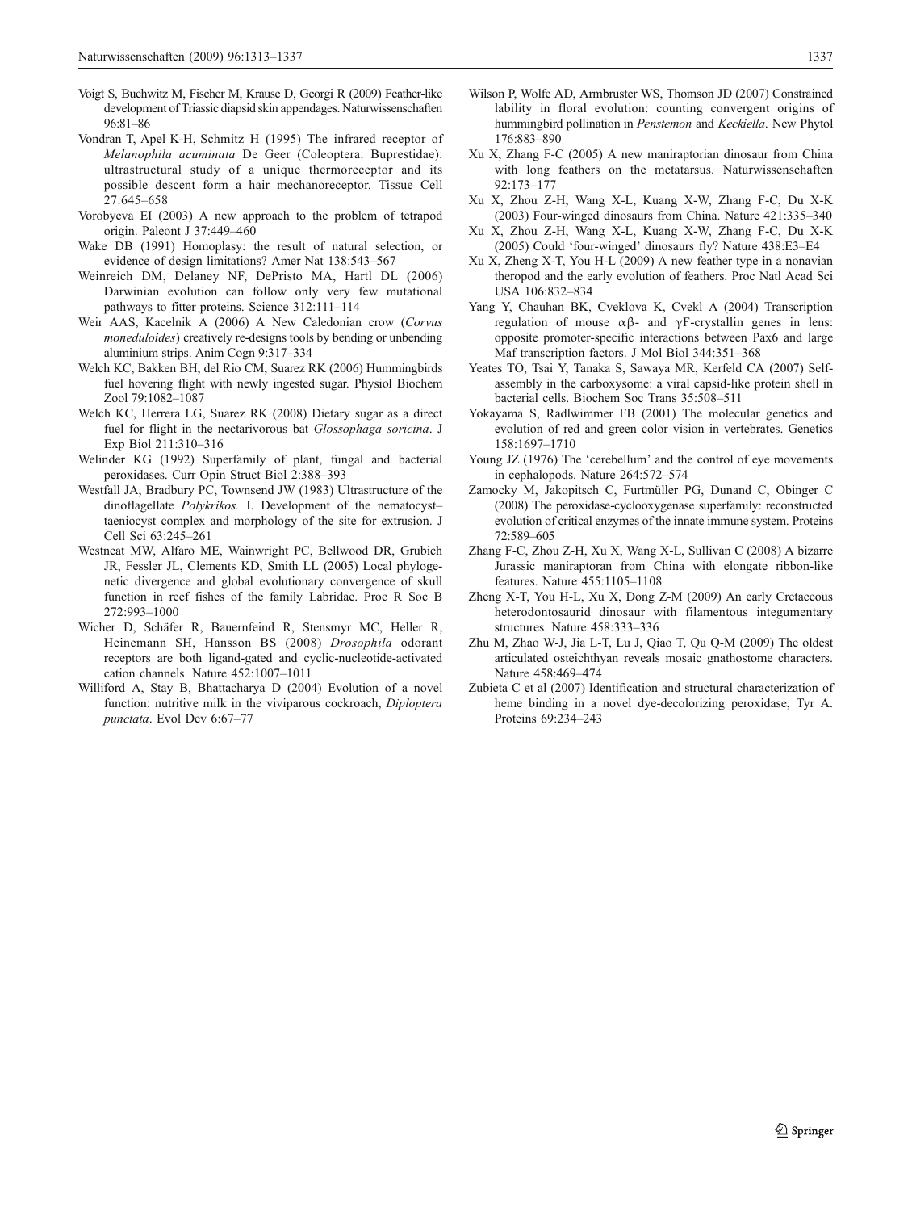Voigt S, Buchwitz M, Fischer M, Krause D, Georgi R (2009) Feather-like development of Triassic diapsid skin appendages. Naturwissenschaften 96:81–86

Vondran T, Apel K-H, Schmitz H (1995) The infrared receptor of *Melanophila acuminata* De Geer (Coleoptera: Buprestidae): ultrastructural study of a unique thermoreceptor and its possible descent form a hair mechanoreceptor. Tissue Cell 27:645–658

Vorobyeva EI (2003) A new approach to the problem of tetrapod origin. Paleont J 37:449–460

Wake DB (1991) Homoplasy: the result of natural selection, or evidence of design limitations? Amer Nat 138:543–567

Weinreich DM, Delaney NF, DePristo MA, Hartl DL (2006) Darwinian evolution can follow only very few mutational pathways to fitter proteins. Science 312:111–114

Weir AAS, Kacelnik A (2006) A New Caledonian crow (*Corvus moneduloides*) creatively re-designs tools by bending or unbending aluminium strips. Anim Cogn 9:317–334

Welch KC, Bakken BH, del Rio CM, Suarez RK (2006) Hummingbirds fuel hovering flight with newly ingested sugar. Physiol Biochem Zool 79:1082–1087

Welch KC, Herrera LG, Suarez RK (2008) Dietary sugar as a direct fuel for flight in the nectarivorous bat *Glossophaga soricina*. J Exp Biol 211:310–316

Welinder KG (1992) Superfamily of plant, fungal and bacterial peroxidases. Curr Opin Struct Biol 2:388–393

Westfall JA, Bradbury PC, Townsend JW (1983) Ultrastructure of the dinoflagellate *Polykrikos*. I. Development of the nematocyst–taeniocyst complex and morphology of the site for extrusion. J Cell Sci 63:245–261

Westneat MW, Alfaro ME, Wainwright PC, Bellwood DR, Grubich JR, Fessler JL, Clements KD, Smith LL (2005) Local phylogenetic divergence and global evolutionary convergence of skull function in reef fishes of the family Labridae. Proc R Soc B 272:993–1000

Wicher D, Schäfer R, Bauernfeind R, Stensmyr MC, Heller R, Heinemann SH, Hansson BS (2008) *Drosophila* odorant receptors are both ligand-gated and cyclic-nucleotide-activated cation channels. Nature 452:1007–1011

Williford A, Stay B, Bhattacharya D (2004) Evolution of a novel function: nutritive milk in the viviparous cockroach, *Diploptera punctata*. Evol Dev 6:67–77

Wilson P, Wolfe AD, Armbruster WS, Thomson JD (2007) Constrained lability in floral evolution: counting convergent origins of hummingbird pollination in *Penstemon* and *Keckiella*. New Phytol 176:883–890

Xu X, Zhang F-C (2005) A new maniraptorian dinosaur from China with long feathers on the metatarsus. Naturwissenschaften 92:173–177

Xu X, Zhou Z-H, Wang X-L, Kuang X-W, Zhang F-C, Du X-K (2003) Four-winged dinosaurs from China. Nature 421:335–340

Xu X, Zhou Z-H, Wang X-L, Kuang X-W, Zhang F-C, Du X-K (2005) Could 'four-winged' dinosaurs fly? Nature 438:E3–E4

Xu X, Zheng X-T, You H-L (2009) A new feather type in a nonavian theropod and the early evolution of feathers. Proc Natl Acad Sci USA 106:832–834

Yang Y, Chauhan BK, Cveklova K, Cvekl A (2004) Transcription regulation of mouse αβ- and γF-crystallin genes in lens: opposite promoter-specific interactions between Pax6 and large Maf transcription factors. J Mol Biol 344:351–368

Yeates TO, Tsai Y, Tanaka S, Sawaya MR, Kerfeld CA (2007) Self-assembly in the carboxysome: a viral capsid-like protein shell in bacterial cells. Biochem Soc Trans 35:508–511

Yokayama S, Radlwimmer FB (2001) The molecular genetics and evolution of red and green color vision in vertebrates. Genetics 158:1697–1710

Young JZ (1976) The 'cerebellum' and the control of eye movements in cephalopods. Nature 264:572–574

Zamocky M, Jakopitsch C, Furtmüller PG, Dunand C, Obinger C (2008) The peroxidase-cyclooxygenase superfamily: reconstructed evolution of critical enzymes of the innate immune system. Proteins 72:589–605

Zhang F-C, Zhou Z-H, Xu X, Wang X-L, Sullivan C (2008) A bizarre Jurassic maniraptoran from China with elongate ribbon-like features. Nature 455:1105–1108

Zheng X-T, You H-L, Xu X, Dong Z-M (2009) An early Cretaceous heterodontosaurid dinosaur with filamentous integumentary structures. Nature 458:333–336

Zhu M, Zhao W-J, Jia L-T, Lu J, Qiao T, Qu Q-M (2009) The oldest articulated osteichthyan reveals mosaic gnathostome characters. Nature 458:469–474

Zubieta C et al (2007) Identification and structural characterization of heme binding in a novel dye-decolorizing peroxidase, Tyr A. Proteins 69:234–243